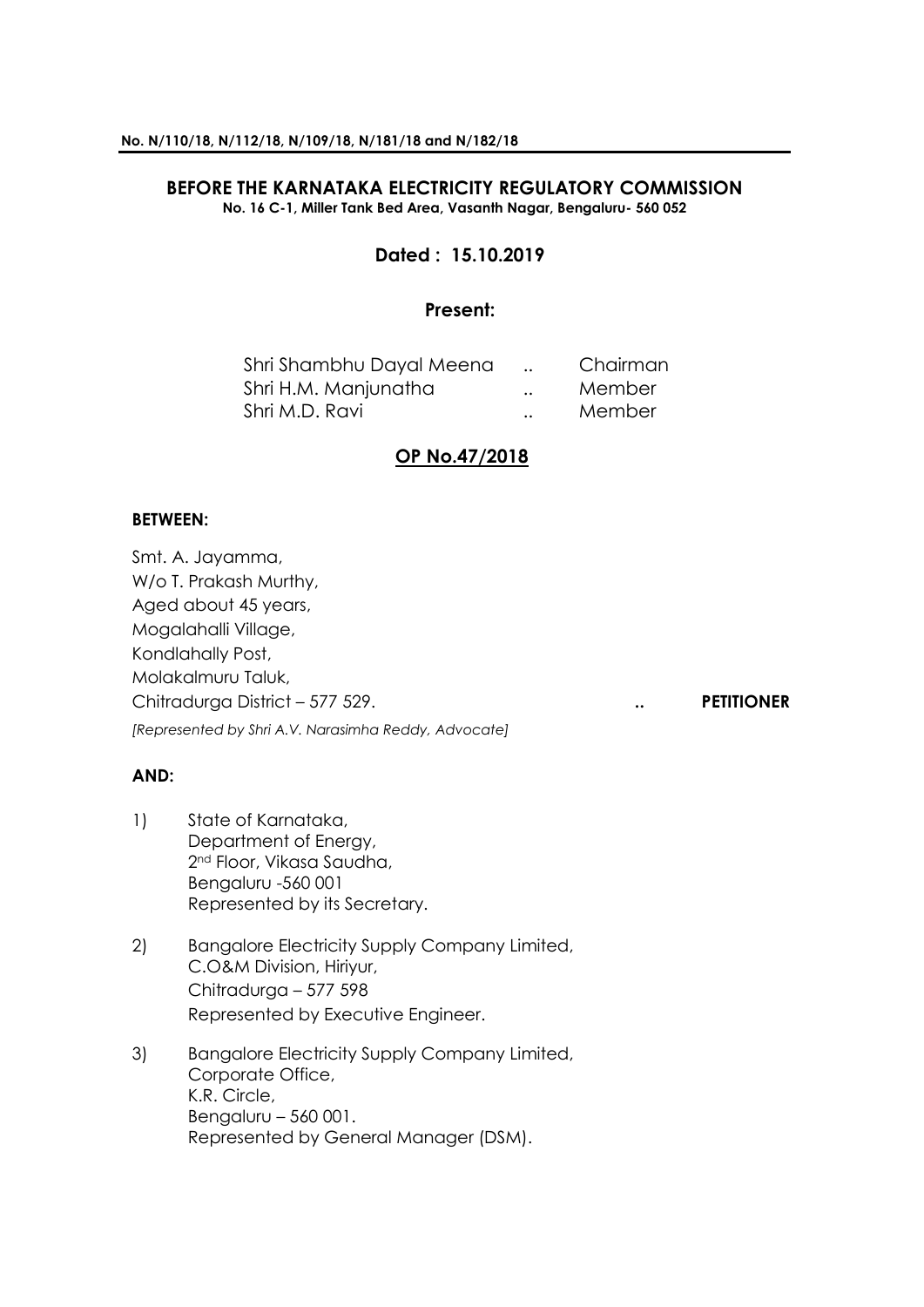**No. N/110/18, N/112/18, N/109/18, N/181/18 and N/182/18**

# BEFORE THE KARNATAKA ELECTRICITY REGULATORY COMMISSION

**No. 16 C-1, Miller Tank Bed Area, Vasanth Nagar, Bengaluru- 560 052**

**Dated : 15.10.2019**

**Present:**

| | | |
|---|---|---|
| Shri Shambhu Dayal Meena | .. | Chairman |
| Shri H.M. Manjunatha | .. | Member |
| Shri M.D. Ravi | .. | Member |

## OP No.47/2018

**BETWEEN:**

Smt. A. Jayamma,
W/o T. Prakash Murthy,
Aged about 45 years,
Mogalahalli Village,
Kondlahally Post,
Molakalmuru Taluk,
Chitradurga District – 577 529. .. **PETITIONER**

*[Represented by Shri A.V. Narasimha Reddy, Advocate]*

**AND:**

1) State of Karnataka,
Department of Energy,
2nd Floor, Vikasa Saudha,
Bengaluru -560 001
Represented by its Secretary.

2) Bangalore Electricity Supply Company Limited,
C.O&M Division, Hiriyur,
Chitradurga – 577 598
Represented by Executive Engineer.

3) Bangalore Electricity Supply Company Limited,
Corporate Office,
K.R. Circle,
Bengaluru – 560 001.
Represented by General Manager (DSM).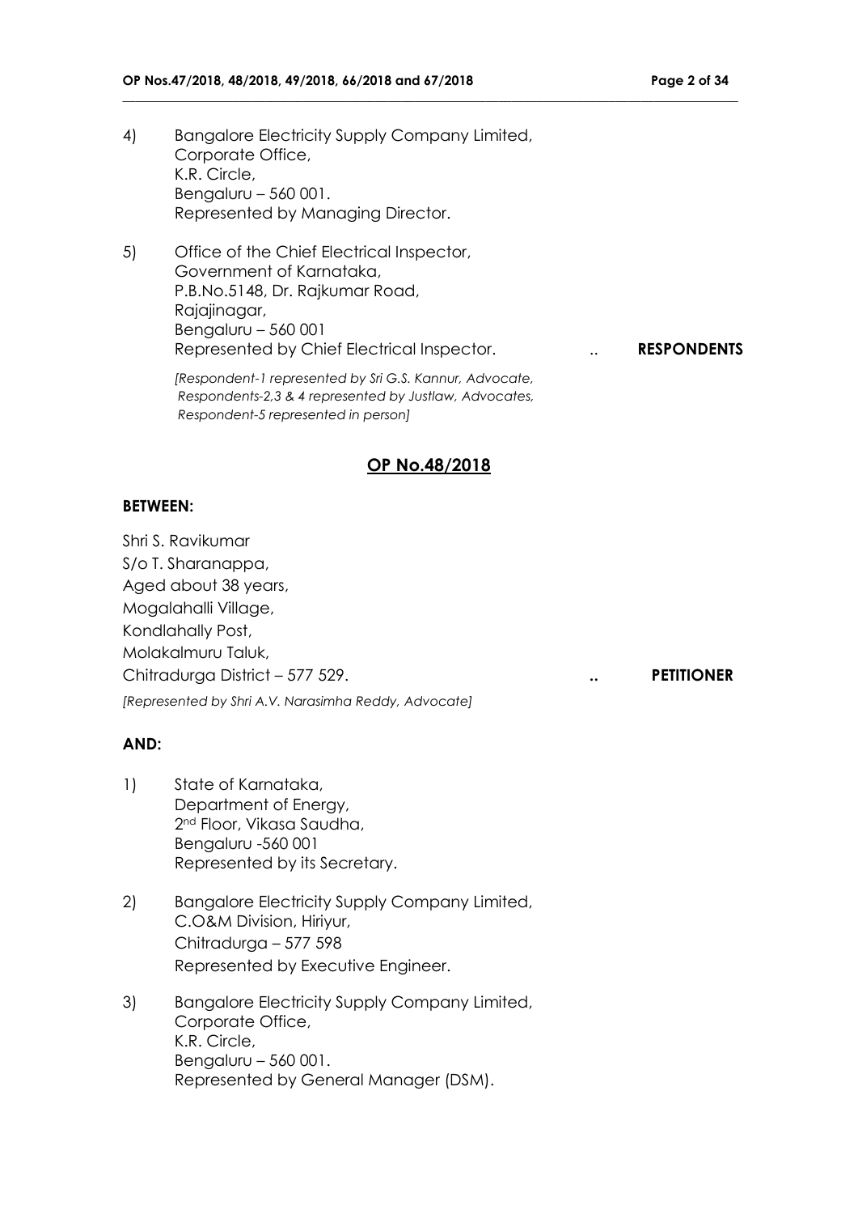4) Bangalore Electricity Supply Company Limited,
   Corporate Office,
   K.R. Circle,
   Bengaluru – 560 001.
   Represented by Managing Director.

5) Office of the Chief Electrical Inspector,
   Government of Karnataka,
   P.B.No.5148, Dr. Rajkumar Road,
   Rajajinagar,
   Bengaluru – 560 001
   Represented by Chief Electrical Inspector. .. **RESPONDENTS**

   *[Respondent-1 represented by Sri G.S. Kannur, Advocate, Respondents-2,3 & 4 represented by Justlaw, Advocates, Respondent-5 represented in person]*

## OP No.48/2018

**BETWEEN:**

Shri S. Ravikumar
S/o T. Sharanappa,
Aged about 38 years,
Mogalahalli Village,
Kondlahally Post,
Molakalmuru Taluk,
Chitradurga District – 577 529. **..** **PETITIONER**

*[Represented by Shri A.V. Narasimha Reddy, Advocate]*

**AND:**

1) State of Karnataka,
   Department of Energy,
   2nd Floor, Vikasa Saudha,
   Bengaluru -560 001
   Represented by its Secretary.

2) Bangalore Electricity Supply Company Limited,
   C.O&M Division, Hiriyur,
   Chitradurga – 577 598
   Represented by Executive Engineer.

3) Bangalore Electricity Supply Company Limited,
   Corporate Office,
   K.R. Circle,
   Bengaluru – 560 001.
   Represented by General Manager (DSM).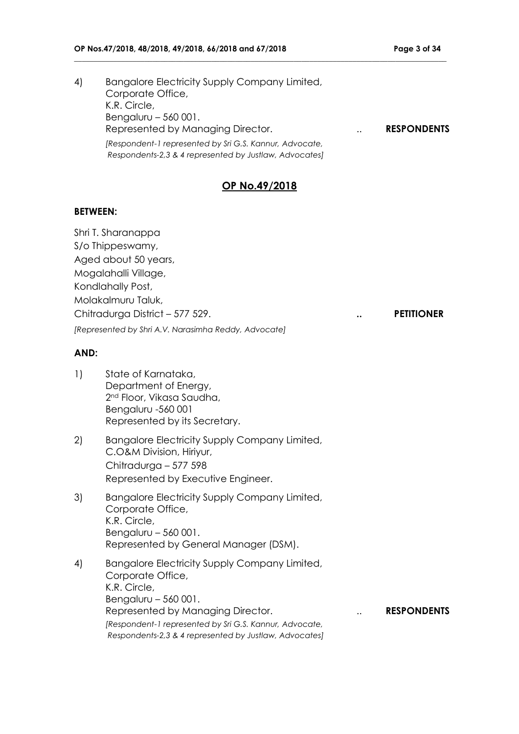4) Bangalore Electricity Supply Company Limited,
Corporate Office,
K.R. Circle,
Bengaluru – 560 001.
Represented by Managing Director. .. **RESPONDENTS**

*[Respondent-1 represented by Sri G.S. Kannur, Advocate, Respondents-2,3 & 4 represented by Justlaw, Advocates]*

## OP No.49/2018

**BETWEEN:**

Shri T. Sharanappa
S/o Thippeswamy,
Aged about 50 years,
Mogalahalli Village,
Kondlahally Post,
Molakalmuru Taluk,
Chitradurga District – 577 529. **..** **PETITIONER**

*[Represented by Shri A.V. Narasimha Reddy, Advocate]*

**AND:**

1) State of Karnataka,
Department of Energy,
2nd Floor, Vikasa Saudha,
Bengaluru -560 001
Represented by its Secretary.

2) Bangalore Electricity Supply Company Limited,
C.O&M Division, Hiriyur,
Chitradurga – 577 598
Represented by Executive Engineer.

3) Bangalore Electricity Supply Company Limited,
Corporate Office,
K.R. Circle,
Bengaluru – 560 001.
Represented by General Manager (DSM).

4) Bangalore Electricity Supply Company Limited,
Corporate Office,
K.R. Circle,
Bengaluru – 560 001.
Represented by Managing Director. .. **RESPONDENTS**

*[Respondent-1 represented by Sri G.S. Kannur, Advocate, Respondents-2,3 & 4 represented by Justlaw, Advocates]*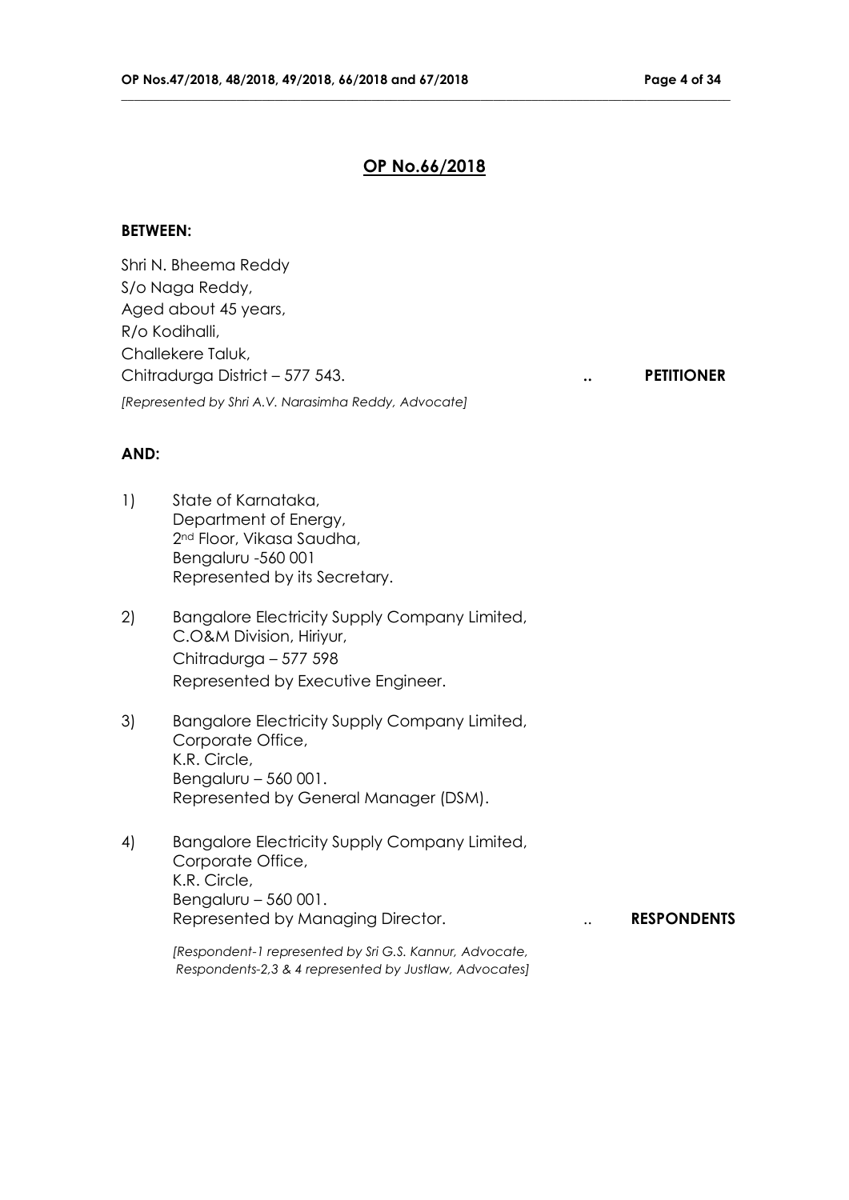## OP No.66/2018

**BETWEEN:**

Shri N. Bheema Reddy
S/o Naga Reddy,
Aged about 45 years,
R/o Kodihalli,
Challekere Taluk,
Chitradurga District – 577 543. .. **PETITIONER**

*[Represented by Shri A.V. Narasimha Reddy, Advocate]*

**AND:**

1) State of Karnataka,
Department of Energy,
2nd Floor, Vikasa Saudha,
Bengaluru -560 001
Represented by its Secretary.

2) Bangalore Electricity Supply Company Limited,
C.O&M Division, Hiriyur,
Chitradurga – 577 598
Represented by Executive Engineer.

3) Bangalore Electricity Supply Company Limited,
Corporate Office,
K.R. Circle,
Bengaluru – 560 001.
Represented by General Manager (DSM).

4) Bangalore Electricity Supply Company Limited,
Corporate Office,
K.R. Circle,
Bengaluru – 560 001.
Represented by Managing Director. .. **RESPONDENTS**

*[Respondent-1 represented by Sri G.S. Kannur, Advocate, Respondents-2,3 & 4 represented by Justlaw, Advocates]*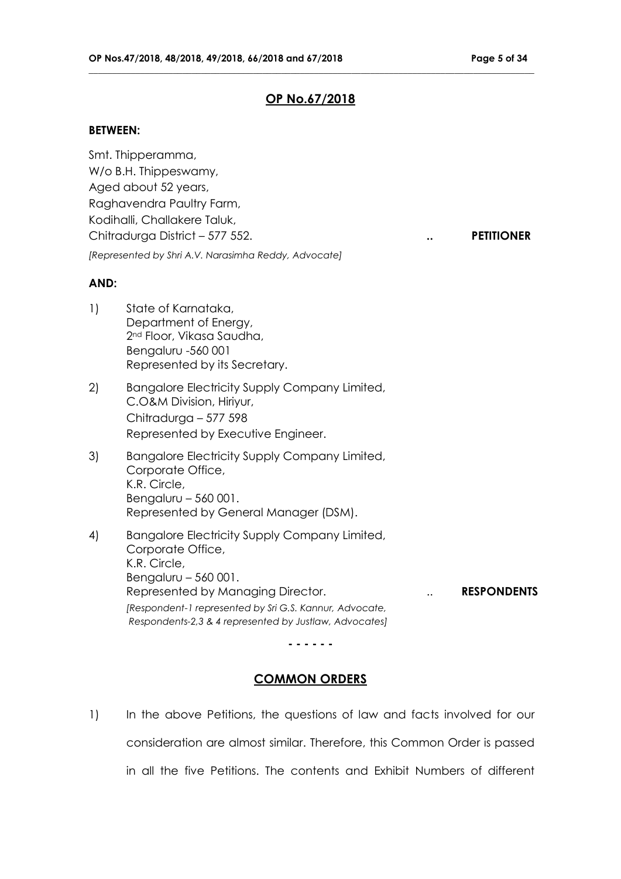## OP No.67/2018

**BETWEEN:**

Smt. Thipperamma,
W/o B.H. Thippeswamy,
Aged about 52 years,
Raghavendra Paultry Farm,
Kodihalli, Challakere Taluk,
Chitradurga District – 577 552. .. **PETITIONER**

*[Represented by Shri A.V. Narasimha Reddy, Advocate]*

**AND:**

1) State of Karnataka,
Department of Energy,
2nd Floor, Vikasa Saudha,
Bengaluru -560 001
Represented by its Secretary.

2) Bangalore Electricity Supply Company Limited,
C.O&M Division, Hiriyur,
Chitradurga – 577 598
Represented by Executive Engineer.

3) Bangalore Electricity Supply Company Limited,
Corporate Office,
K.R. Circle,
Bengaluru – 560 001.
Represented by General Manager (DSM).

4) Bangalore Electricity Supply Company Limited,
Corporate Office,
K.R. Circle,
Bengaluru – 560 001.
Represented by Managing Director. .. **RESPONDENTS**

*[Respondent-1 represented by Sri G.S. Kannur, Advocate,
Respondents-2,3 & 4 represented by Justlaw, Advocates]*

**- - - - - -**

## COMMON ORDERS

1) In the above Petitions, the questions of law and facts involved for our consideration are almost similar. Therefore, this Common Order is passed in all the five Petitions. The contents and Exhibit Numbers of different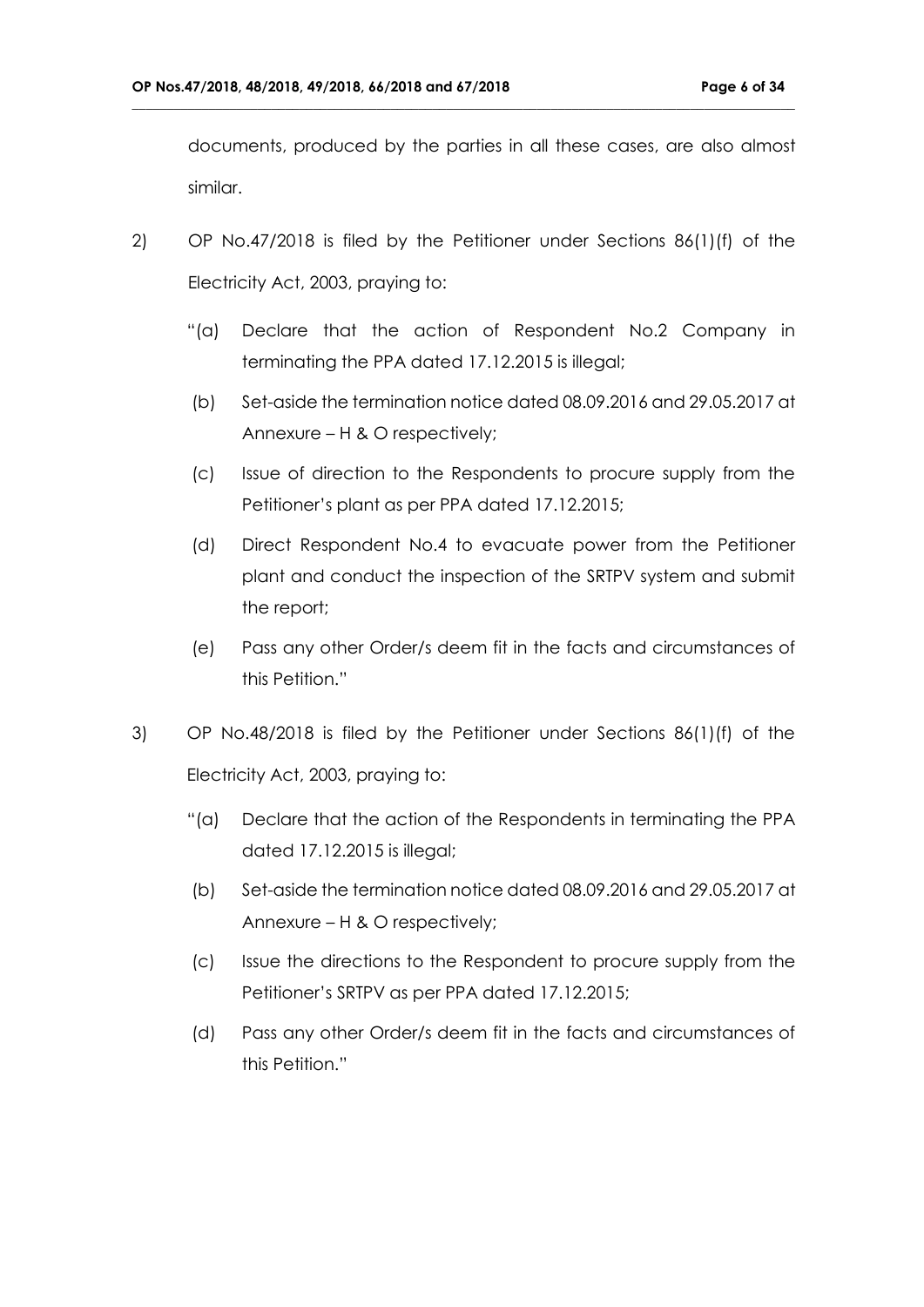documents, produced by the parties in all these cases, are also almost similar.

2) OP No.47/2018 is filed by the Petitioner under Sections 86(1)(f) of the Electricity Act, 2003, praying to:

   "(a) Declare that the action of Respondent No.2 Company in terminating the PPA dated 17.12.2015 is illegal;

   (b) Set-aside the termination notice dated 08.09.2016 and 29.05.2017 at Annexure – H & O respectively;

   (c) Issue of direction to the Respondents to procure supply from the Petitioner's plant as per PPA dated 17.12.2015;

   (d) Direct Respondent No.4 to evacuate power from the Petitioner plant and conduct the inspection of the SRTPV system and submit the report;

   (e) Pass any other Order/s deem fit in the facts and circumstances of this Petition."

3) OP No.48/2018 is filed by the Petitioner under Sections 86(1)(f) of the Electricity Act, 2003, praying to:

   "(a) Declare that the action of the Respondents in terminating the PPA dated 17.12.2015 is illegal;

   (b) Set-aside the termination notice dated 08.09.2016 and 29.05.2017 at Annexure – H & O respectively;

   (c) Issue the directions to the Respondent to procure supply from the Petitioner's SRTPV as per PPA dated 17.12.2015;

   (d) Pass any other Order/s deem fit in the facts and circumstances of this Petition."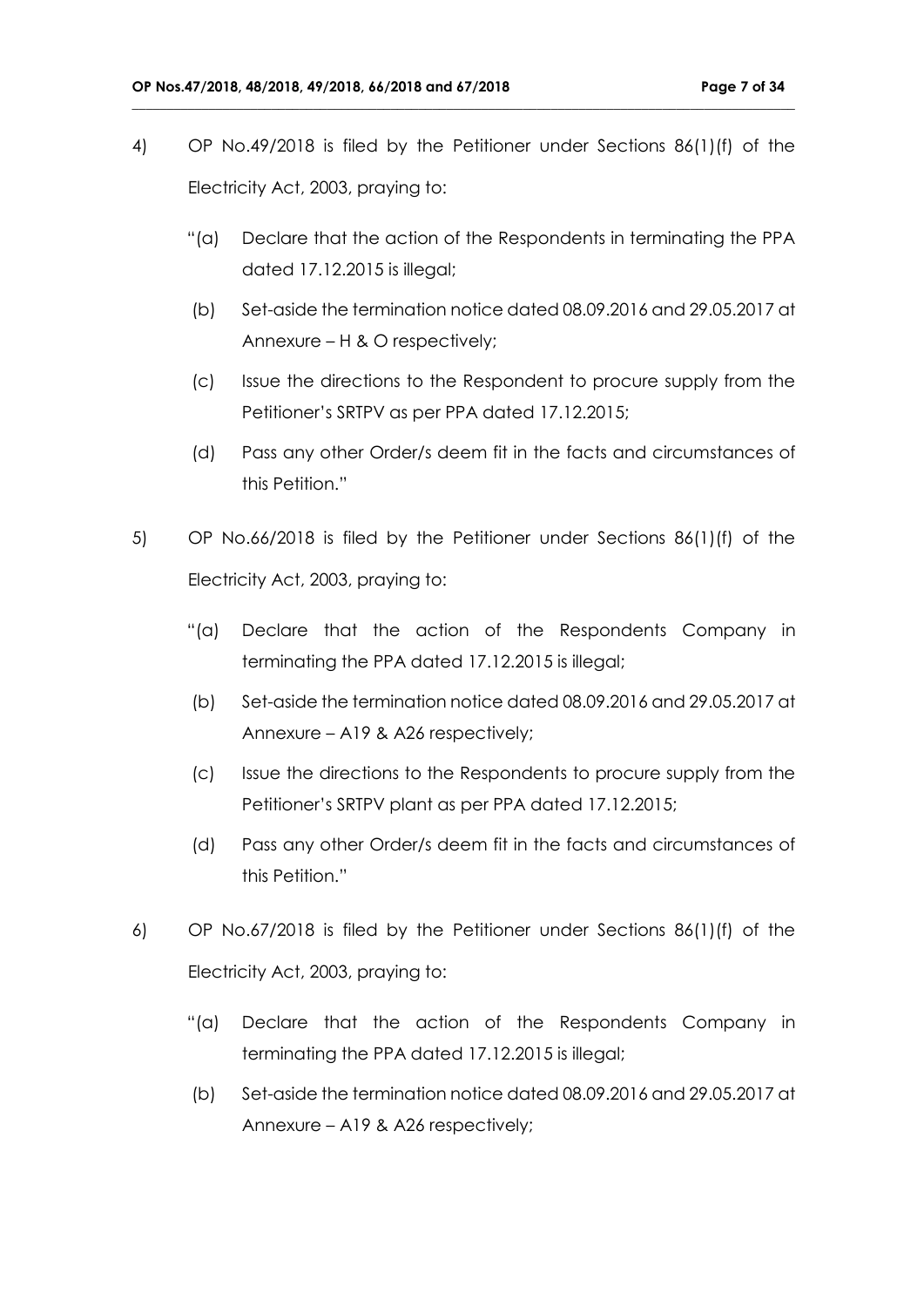4) OP No.49/2018 is filed by the Petitioner under Sections 86(1)(f) of the Electricity Act, 2003, praying to:

   "(a) Declare that the action of the Respondents in terminating the PPA dated 17.12.2015 is illegal;

   (b) Set-aside the termination notice dated 08.09.2016 and 29.05.2017 at Annexure – H & O respectively;

   (c) Issue the directions to the Respondent to procure supply from the Petitioner's SRTPV as per PPA dated 17.12.2015;

   (d) Pass any other Order/s deem fit in the facts and circumstances of this Petition."

5) OP No.66/2018 is filed by the Petitioner under Sections 86(1)(f) of the Electricity Act, 2003, praying to:

   "(a) Declare that the action of the Respondents Company in terminating the PPA dated 17.12.2015 is illegal;

   (b) Set-aside the termination notice dated 08.09.2016 and 29.05.2017 at Annexure – A19 & A26 respectively;

   (c) Issue the directions to the Respondents to procure supply from the Petitioner's SRTPV plant as per PPA dated 17.12.2015;

   (d) Pass any other Order/s deem fit in the facts and circumstances of this Petition."

6) OP No.67/2018 is filed by the Petitioner under Sections 86(1)(f) of the Electricity Act, 2003, praying to:

   "(a) Declare that the action of the Respondents Company in terminating the PPA dated 17.12.2015 is illegal;

   (b) Set-aside the termination notice dated 08.09.2016 and 29.05.2017 at Annexure – A19 & A26 respectively;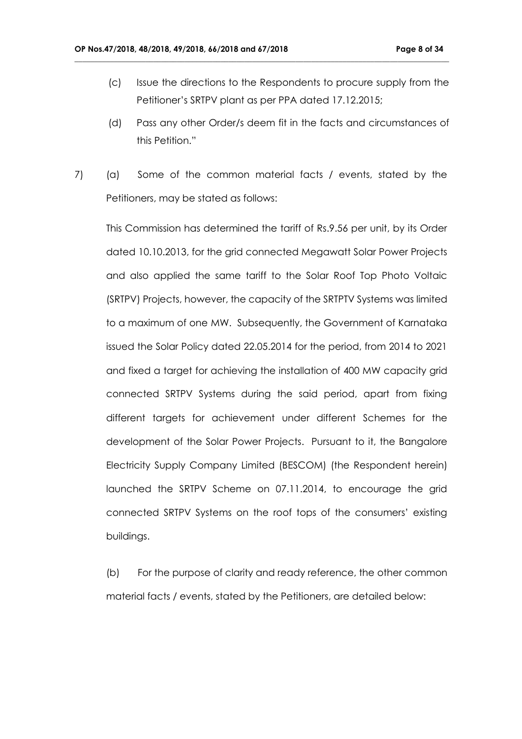(c) Issue the directions to the Respondents to procure supply from the Petitioner's SRTPV plant as per PPA dated 17.12.2015;

(d) Pass any other Order/s deem fit in the facts and circumstances of this Petition."

7) (a) Some of the common material facts / events, stated by the Petitioners, may be stated as follows:

This Commission has determined the tariff of Rs.9.56 per unit, by its Order dated 10.10.2013, for the grid connected Megawatt Solar Power Projects and also applied the same tariff to the Solar Roof Top Photo Voltaic (SRTPV) Projects, however, the capacity of the SRTPTV Systems was limited to a maximum of one MW. Subsequently, the Government of Karnataka issued the Solar Policy dated 22.05.2014 for the period, from 2014 to 2021 and fixed a target for achieving the installation of 400 MW capacity grid connected SRTPV Systems during the said period, apart from fixing different targets for achievement under different Schemes for the development of the Solar Power Projects. Pursuant to it, the Bangalore Electricity Supply Company Limited (BESCOM) (the Respondent herein) launched the SRTPV Scheme on 07.11.2014, to encourage the grid connected SRTPV Systems on the roof tops of the consumers' existing buildings.

(b) For the purpose of clarity and ready reference, the other common material facts / events, stated by the Petitioners, are detailed below: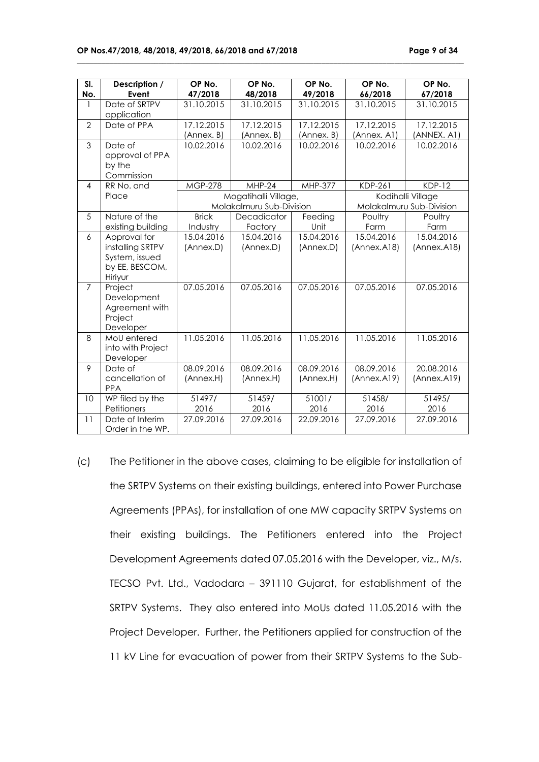| Sl. No. | Description / Event | OP No. 47/2018 | OP No. 48/2018 | OP No. 49/2018 | OP No. 66/2018 | OP No. 67/2018 |
|---|---|---|---|---|---|---|
| 1 | Date of SRTPV application | 31.10.2015 | 31.10.2015 | 31.10.2015 | 31.10.2015 | 31.10.2015 |
| 2 | Date of PPA | 17.12.2015 (Annex. B) | 17.12.2015 (Annex. B) | 17.12.2015 (Annex. B) | 17.12.2015 (Annex. A1) | 17.12.2015 (ANNEX. A1) |
| 3 | Date of approval of PPA by the Commission | 10.02.2016 | 10.02.2016 | 10.02.2016 | 10.02.2016 | 10.02.2016 |
| 4 | RR No. and Place | MGP-278 | MHP-24 | MHP-377 | KDP-261 | KDP-12 |
| | | Mogatihalli Village, Molakalmuru Sub-Division | | | Kodihalli Village Molakalmuru Sub-Division | |
| 5 | Nature of the existing building | Brick Industry | Decadicator Factory | Feeding Unit | Poultry Farm | Poultry Farm |
| 6 | Approval for installing SRTPV System, issued by EE, BESCOM, Hiriyur | 15.04.2016 (Annex.D) | 15.04.2016 (Annex.D) | 15.04.2016 (Annex.D) | 15.04.2016 (Annex.A18) | 15.04.2016 (Annex.A18) |
| 7 | Project Development Agreement with Project Developer | 07.05.2016 | 07.05.2016 | 07.05.2016 | 07.05.2016 | 07.05.2016 |
| 8 | MoU entered into with Project Developer | 11.05.2016 | 11.05.2016 | 11.05.2016 | 11.05.2016 | 11.05.2016 |
| 9 | Date of cancellation of PPA | 08.09.2016 (Annex.H) | 08.09.2016 (Annex.H) | 08.09.2016 (Annex.H) | 08.09.2016 (Annex.A19) | 20.08.2016 (Annex.A19) |
| 10 | WP filed by the Petitioners | 51497/ 2016 | 51459/ 2016 | 51001/ 2016 | 51458/ 2016 | 51495/ 2016 |
| 11 | Date of Interim Order in the WP. | 27.09.2016 | 27.09.2016 | 22.09.2016 | 27.09.2016 | 27.09.2016 |

(c) The Petitioner in the above cases, claiming to be eligible for installation of the SRTPV Systems on their existing buildings, entered into Power Purchase Agreements (PPAs), for installation of one MW capacity SRTPV Systems on their existing buildings. The Petitioners entered into the Project Development Agreements dated 07.05.2016 with the Developer, viz., M/s. TECSO Pvt. Ltd., Vadodara – 391110 Gujarat, for establishment of the SRTPV Systems. They also entered into MoUs dated 11.05.2016 with the Project Developer. Further, the Petitioners applied for construction of the 11 kV Line for evacuation of power from their SRTPV Systems to the Sub-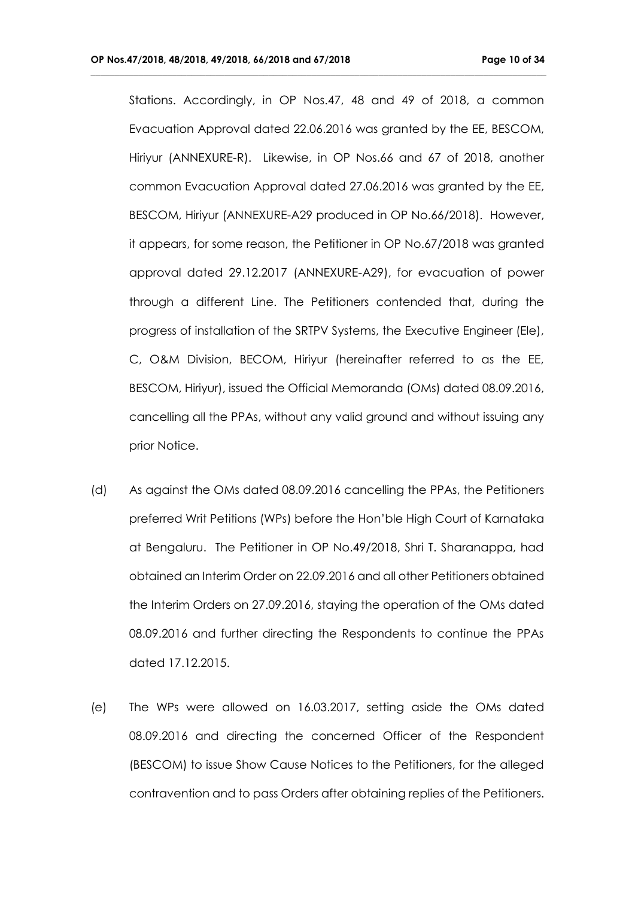Stations. Accordingly, in OP Nos.47, 48 and 49 of 2018, a common Evacuation Approval dated 22.06.2016 was granted by the EE, BESCOM, Hiriyur (ANNEXURE-R). Likewise, in OP Nos.66 and 67 of 2018, another common Evacuation Approval dated 27.06.2016 was granted by the EE, BESCOM, Hiriyur (ANNEXURE-A29 produced in OP No.66/2018). However, it appears, for some reason, the Petitioner in OP No.67/2018 was granted approval dated 29.12.2017 (ANNEXURE-A29), for evacuation of power through a different Line. The Petitioners contended that, during the progress of installation of the SRTPV Systems, the Executive Engineer (Ele), C, O&M Division, BECOM, Hiriyur (hereinafter referred to as the EE, BESCOM, Hiriyur), issued the Official Memoranda (OMs) dated 08.09.2016, cancelling all the PPAs, without any valid ground and without issuing any prior Notice.

(d) As against the OMs dated 08.09.2016 cancelling the PPAs, the Petitioners preferred Writ Petitions (WPs) before the Hon'ble High Court of Karnataka at Bengaluru. The Petitioner in OP No.49/2018, Shri T. Sharanappa, had obtained an Interim Order on 22.09.2016 and all other Petitioners obtained the Interim Orders on 27.09.2016, staying the operation of the OMs dated 08.09.2016 and further directing the Respondents to continue the PPAs dated 17.12.2015.

(e) The WPs were allowed on 16.03.2017, setting aside the OMs dated 08.09.2016 and directing the concerned Officer of the Respondent (BESCOM) to issue Show Cause Notices to the Petitioners, for the alleged contravention and to pass Orders after obtaining replies of the Petitioners.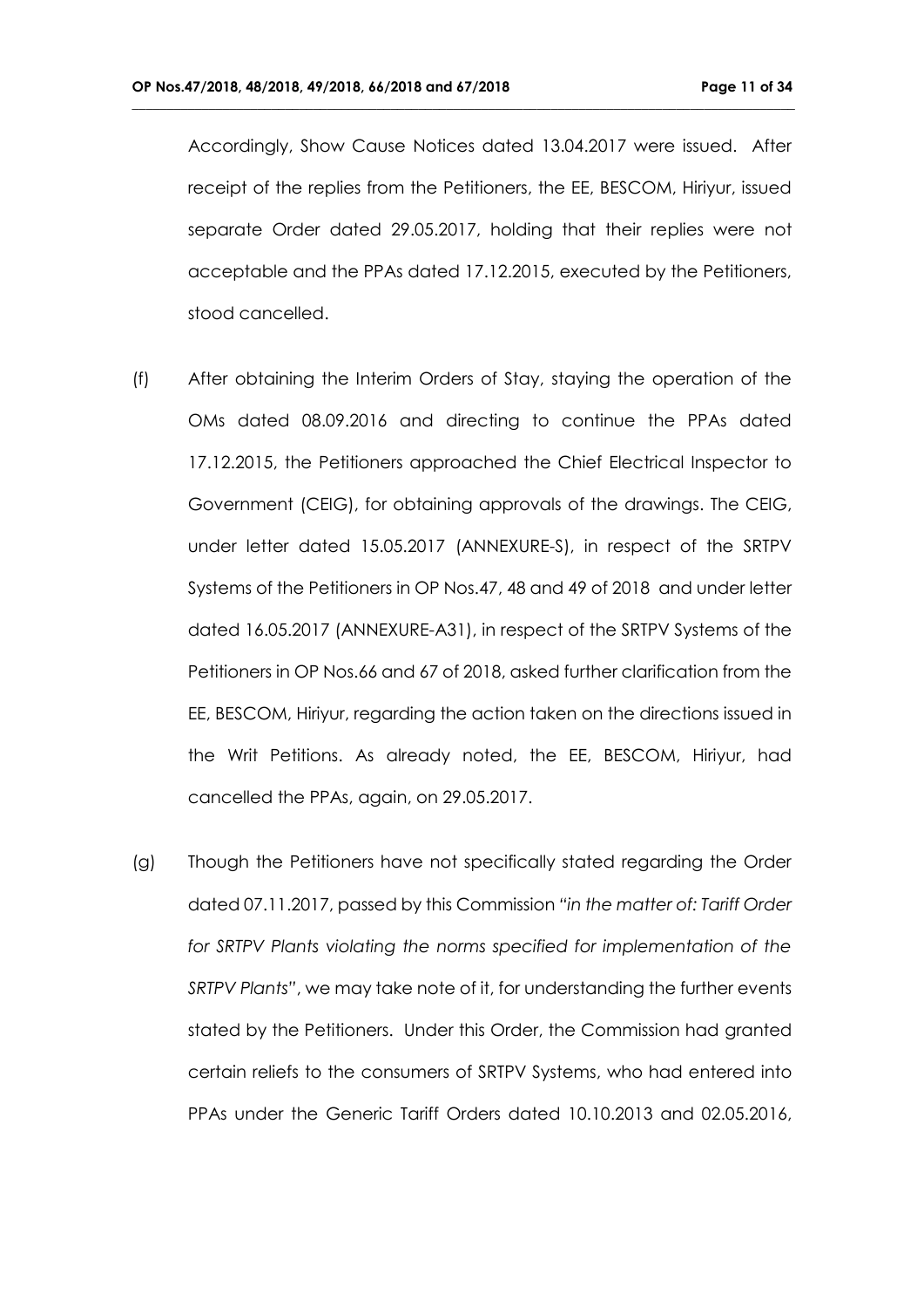Accordingly, Show Cause Notices dated 13.04.2017 were issued. After receipt of the replies from the Petitioners, the EE, BESCOM, Hiriyur, issued separate Order dated 29.05.2017, holding that their replies were not acceptable and the PPAs dated 17.12.2015, executed by the Petitioners, stood cancelled.

(f) After obtaining the Interim Orders of Stay, staying the operation of the OMs dated 08.09.2016 and directing to continue the PPAs dated 17.12.2015, the Petitioners approached the Chief Electrical Inspector to Government (CEIG), for obtaining approvals of the drawings. The CEIG, under letter dated 15.05.2017 (ANNEXURE-S), in respect of the SRTPV Systems of the Petitioners in OP Nos.47, 48 and 49 of 2018 and under letter dated 16.05.2017 (ANNEXURE-A31), in respect of the SRTPV Systems of the Petitioners in OP Nos.66 and 67 of 2018, asked further clarification from the EE, BESCOM, Hiriyur, regarding the action taken on the directions issued in the Writ Petitions. As already noted, the EE, BESCOM, Hiriyur, had cancelled the PPAs, again, on 29.05.2017.

(g) Though the Petitioners have not specifically stated regarding the Order dated 07.11.2017, passed by this Commission "*in the matter of: Tariff Order for SRTPV Plants violating the norms specified for implementation of the SRTPV Plants*", we may take note of it, for understanding the further events stated by the Petitioners. Under this Order, the Commission had granted certain reliefs to the consumers of SRTPV Systems, who had entered into PPAs under the Generic Tariff Orders dated 10.10.2013 and 02.05.2016,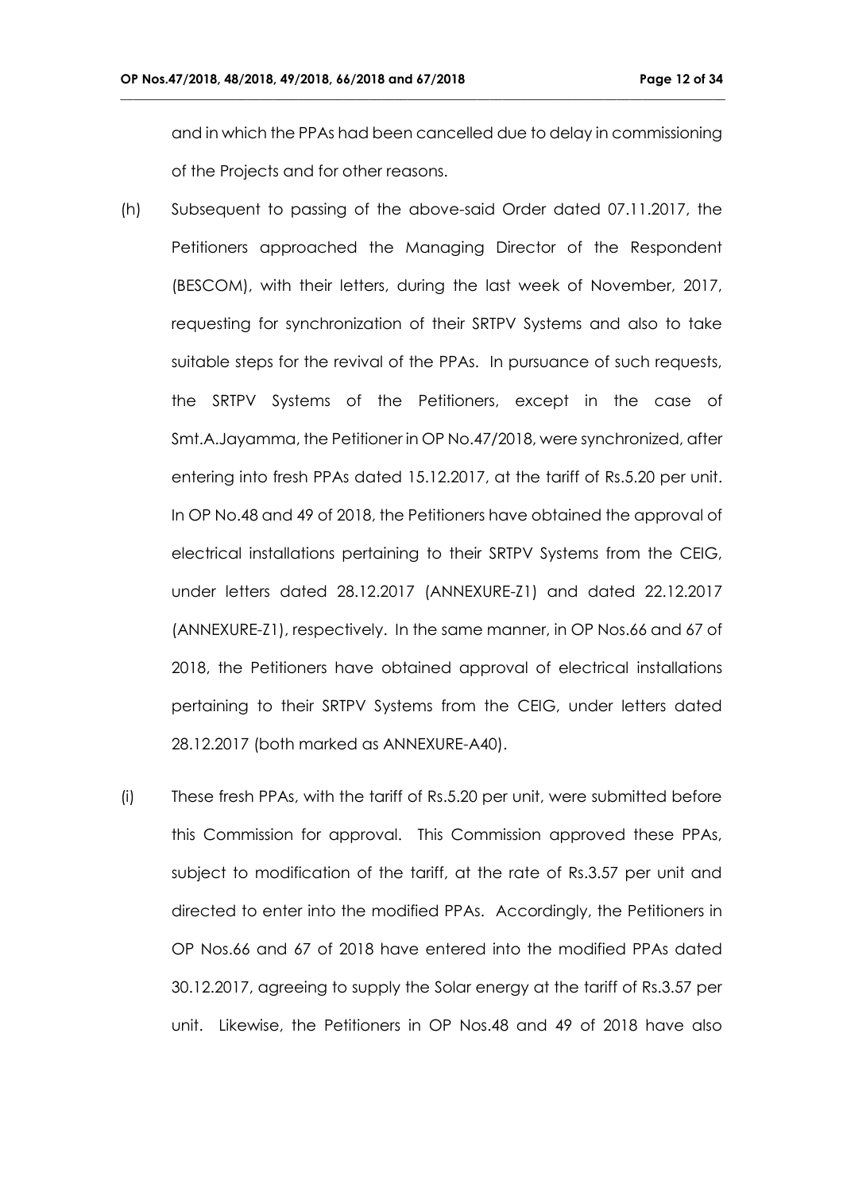and in which the PPAs had been cancelled due to delay in commissioning of the Projects and for other reasons.

(h) Subsequent to passing of the above-said Order dated 07.11.2017, the Petitioners approached the Managing Director of the Respondent (BESCOM), with their letters, during the last week of November, 2017, requesting for synchronization of their SRTPV Systems and also to take suitable steps for the revival of the PPAs. In pursuance of such requests, the SRTPV Systems of the Petitioners, except in the case of Smt.A.Jayamma, the Petitioner in OP No.47/2018, were synchronized, after entering into fresh PPAs dated 15.12.2017, at the tariff of Rs.5.20 per unit. In OP No.48 and 49 of 2018, the Petitioners have obtained the approval of electrical installations pertaining to their SRTPV Systems from the CEIG, under letters dated 28.12.2017 (ANNEXURE-Z1) and dated 22.12.2017 (ANNEXURE-Z1), respectively. In the same manner, in OP Nos.66 and 67 of 2018, the Petitioners have obtained approval of electrical installations pertaining to their SRTPV Systems from the CEIG, under letters dated 28.12.2017 (both marked as ANNEXURE-A40).

(i) These fresh PPAs, with the tariff of Rs.5.20 per unit, were submitted before this Commission for approval. This Commission approved these PPAs, subject to modification of the tariff, at the rate of Rs.3.57 per unit and directed to enter into the modified PPAs. Accordingly, the Petitioners in OP Nos.66 and 67 of 2018 have entered into the modified PPAs dated 30.12.2017, agreeing to supply the Solar energy at the tariff of Rs.3.57 per unit. Likewise, the Petitioners in OP Nos.48 and 49 of 2018 have also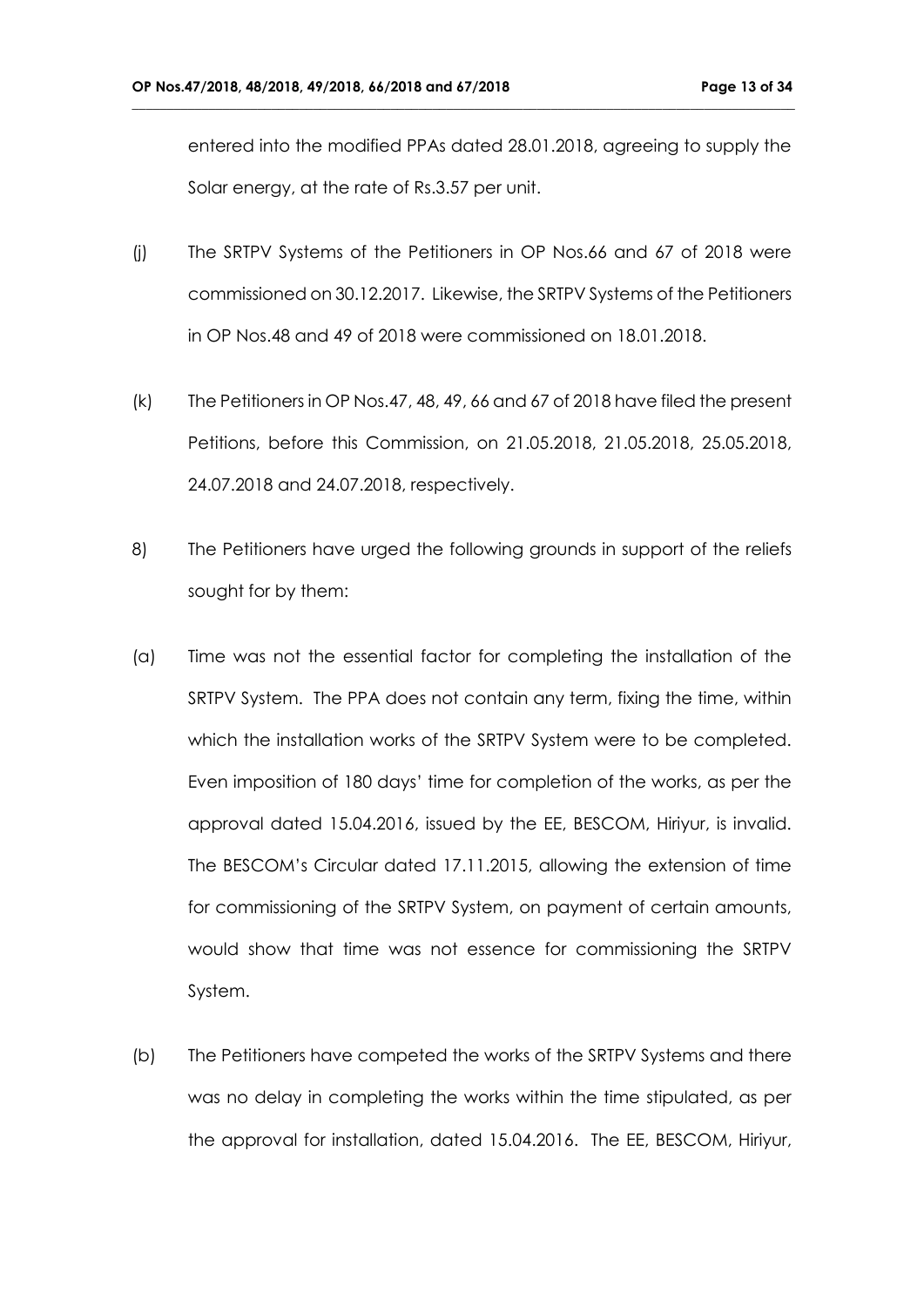entered into the modified PPAs dated 28.01.2018, agreeing to supply the Solar energy, at the rate of Rs.3.57 per unit.

(j) The SRTPV Systems of the Petitioners in OP Nos.66 and 67 of 2018 were commissioned on 30.12.2017. Likewise, the SRTPV Systems of the Petitioners in OP Nos.48 and 49 of 2018 were commissioned on 18.01.2018.

(k) The Petitioners in OP Nos.47, 48, 49, 66 and 67 of 2018 have filed the present Petitions, before this Commission, on 21.05.2018, 21.05.2018, 25.05.2018, 24.07.2018 and 24.07.2018, respectively.

8) The Petitioners have urged the following grounds in support of the reliefs sought for by them:

(a) Time was not the essential factor for completing the installation of the SRTPV System. The PPA does not contain any term, fixing the time, within which the installation works of the SRTPV System were to be completed. Even imposition of 180 days' time for completion of the works, as per the approval dated 15.04.2016, issued by the EE, BESCOM, Hiriyur, is invalid. The BESCOM's Circular dated 17.11.2015, allowing the extension of time for commissioning of the SRTPV System, on payment of certain amounts, would show that time was not essence for commissioning the SRTPV System.

(b) The Petitioners have competed the works of the SRTPV Systems and there was no delay in completing the works within the time stipulated, as per the approval for installation, dated 15.04.2016. The EE, BESCOM, Hiriyur,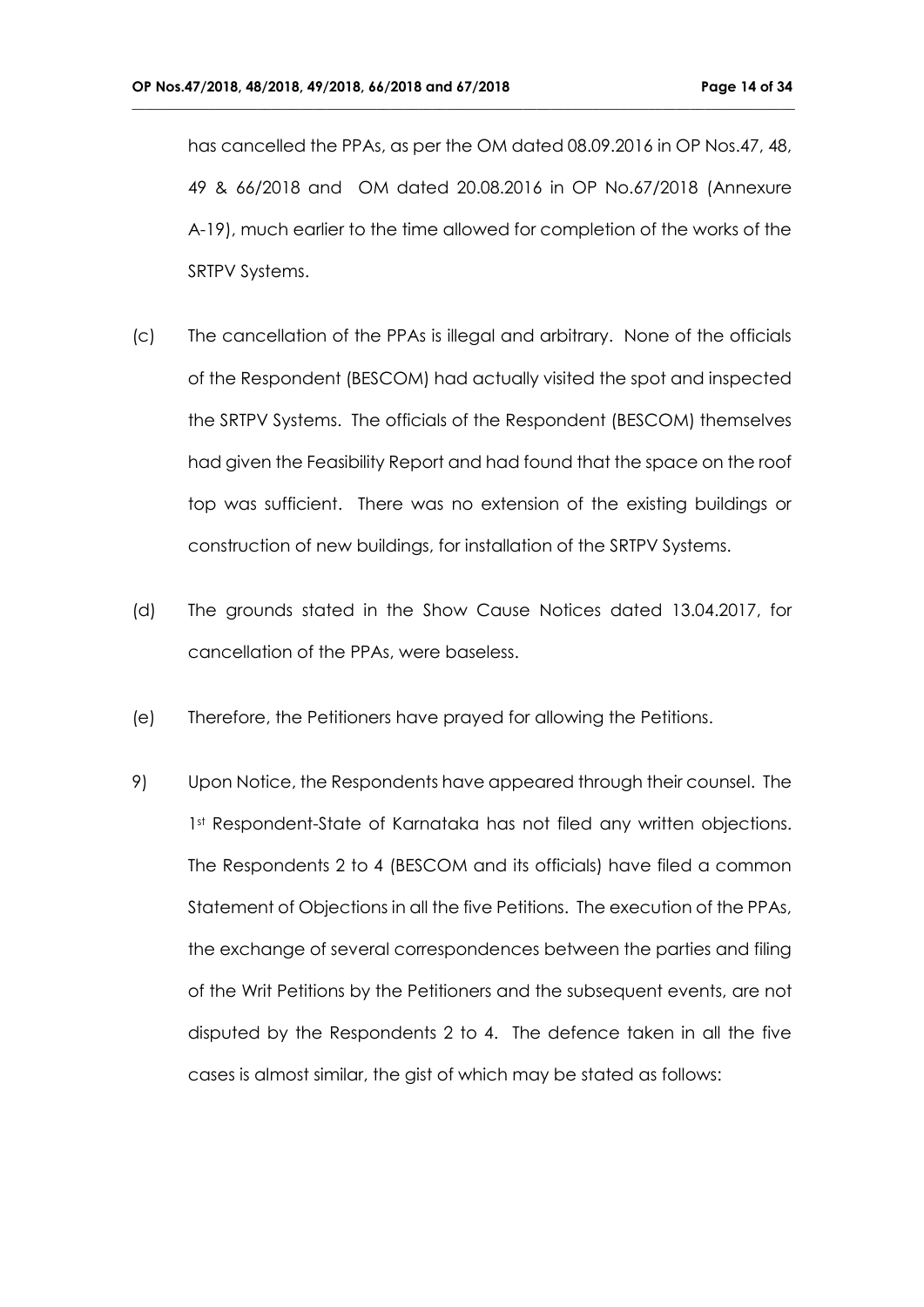has cancelled the PPAs, as per the OM dated 08.09.2016 in OP Nos.47, 48, 49 & 66/2018 and OM dated 20.08.2016 in OP No.67/2018 (Annexure A-19), much earlier to the time allowed for completion of the works of the SRTPV Systems.

(c) The cancellation of the PPAs is illegal and arbitrary. None of the officials of the Respondent (BESCOM) had actually visited the spot and inspected the SRTPV Systems. The officials of the Respondent (BESCOM) themselves had given the Feasibility Report and had found that the space on the roof top was sufficient. There was no extension of the existing buildings or construction of new buildings, for installation of the SRTPV Systems.

(d) The grounds stated in the Show Cause Notices dated 13.04.2017, for cancellation of the PPAs, were baseless.

(e) Therefore, the Petitioners have prayed for allowing the Petitions.

9) Upon Notice, the Respondents have appeared through their counsel. The 1st Respondent-State of Karnataka has not filed any written objections. The Respondents 2 to 4 (BESCOM and its officials) have filed a common Statement of Objections in all the five Petitions. The execution of the PPAs, the exchange of several correspondences between the parties and filing of the Writ Petitions by the Petitioners and the subsequent events, are not disputed by the Respondents 2 to 4. The defence taken in all the five cases is almost similar, the gist of which may be stated as follows: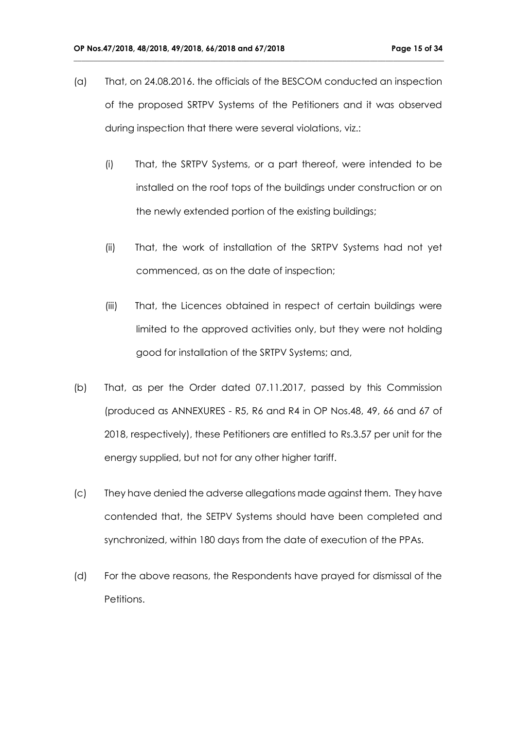(a) That, on 24.08.2016. the officials of the BESCOM conducted an inspection of the proposed SRTPV Systems of the Petitioners and it was observed during inspection that there were several violations, viz.:

    (i) That, the SRTPV Systems, or a part thereof, were intended to be installed on the roof tops of the buildings under construction or on the newly extended portion of the existing buildings;

    (ii) That, the work of installation of the SRTPV Systems had not yet commenced, as on the date of inspection;

    (iii) That, the Licences obtained in respect of certain buildings were limited to the approved activities only, but they were not holding good for installation of the SRTPV Systems; and,

(b) That, as per the Order dated 07.11.2017, passed by this Commission (produced as ANNEXURES - R5, R6 and R4 in OP Nos.48, 49, 66 and 67 of 2018, respectively), these Petitioners are entitled to Rs.3.57 per unit for the energy supplied, but not for any other higher tariff.

(c) They have denied the adverse allegations made against them. They have contended that, the SETPV Systems should have been completed and synchronized, within 180 days from the date of execution of the PPAs.

(d) For the above reasons, the Respondents have prayed for dismissal of the Petitions.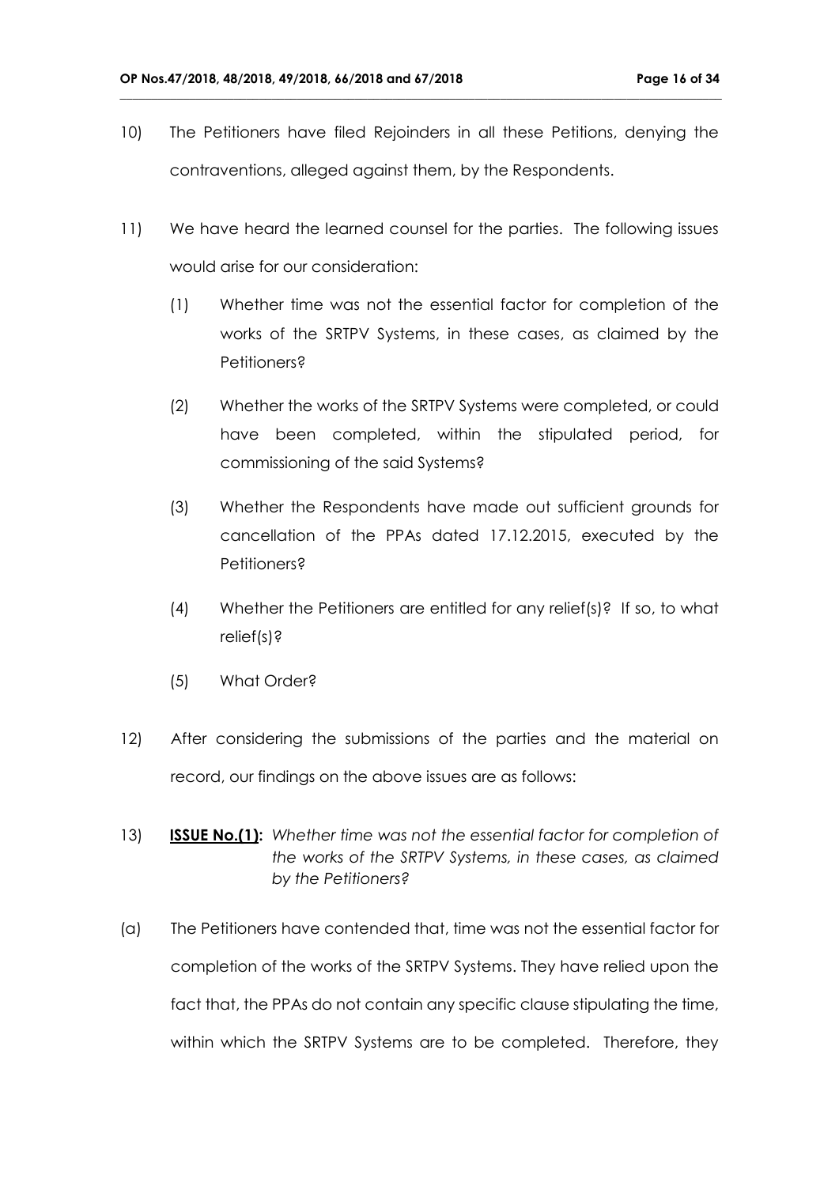10) The Petitioners have filed Rejoinders in all these Petitions, denying the contraventions, alleged against them, by the Respondents.

11) We have heard the learned counsel for the parties. The following issues would arise for our consideration:

    (1) Whether time was not the essential factor for completion of the works of the SRTPV Systems, in these cases, as claimed by the Petitioners?

    (2) Whether the works of the SRTPV Systems were completed, or could have been completed, within the stipulated period, for commissioning of the said Systems?

    (3) Whether the Respondents have made out sufficient grounds for cancellation of the PPAs dated 17.12.2015, executed by the Petitioners?

    (4) Whether the Petitioners are entitled for any relief(s)? If so, to what relief(s)?

    (5) What Order?

12) After considering the submissions of the parties and the material on record, our findings on the above issues are as follows:

13) **ISSUE No.(1):** *Whether time was not the essential factor for completion of the works of the SRTPV Systems, in these cases, as claimed by the Petitioners?*

(a) The Petitioners have contended that, time was not the essential factor for completion of the works of the SRTPV Systems. They have relied upon the fact that, the PPAs do not contain any specific clause stipulating the time, within which the SRTPV Systems are to be completed. Therefore, they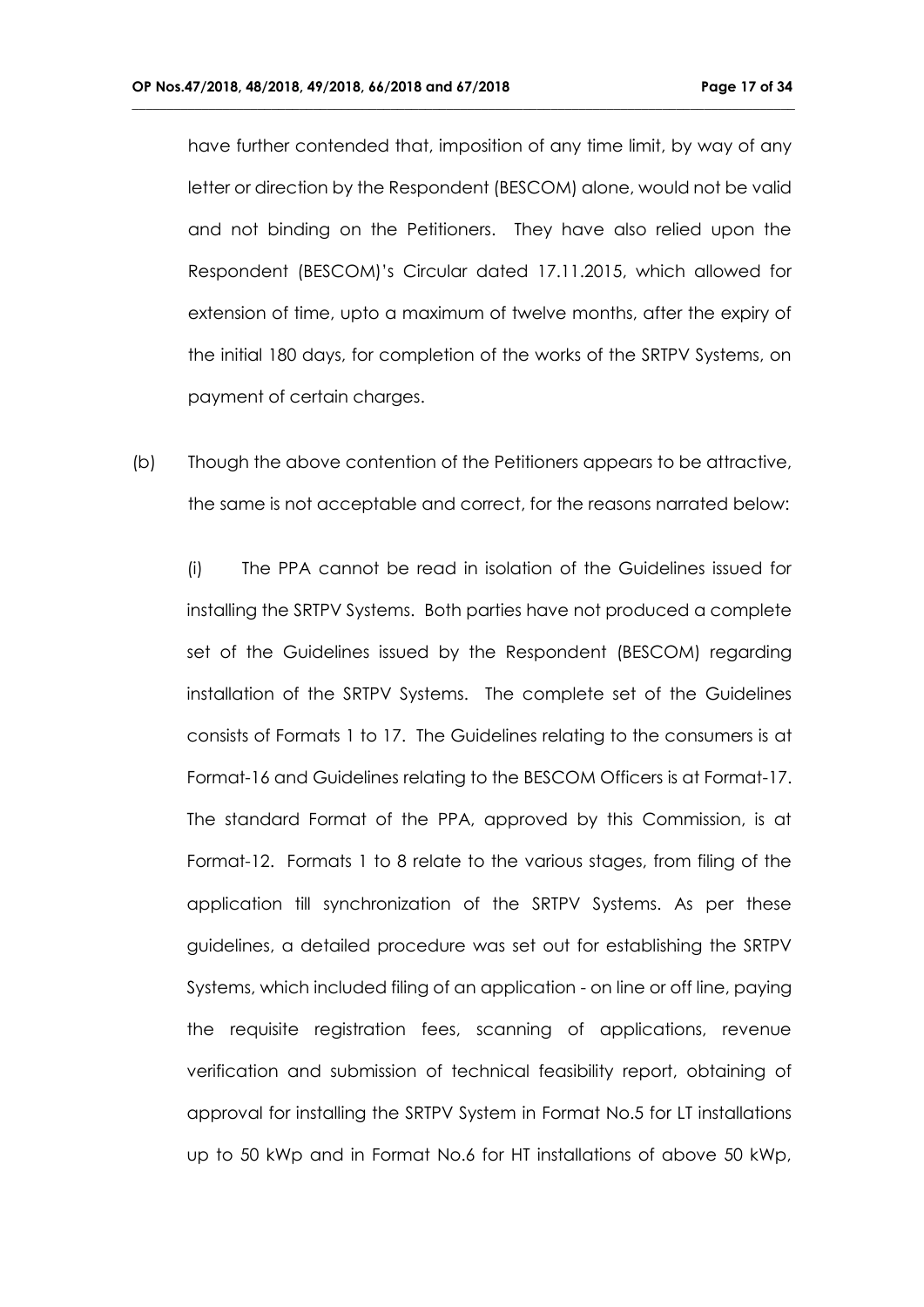have further contended that, imposition of any time limit, by way of any letter or direction by the Respondent (BESCOM) alone, would not be valid and not binding on the Petitioners. They have also relied upon the Respondent (BESCOM)'s Circular dated 17.11.2015, which allowed for extension of time, upto a maximum of twelve months, after the expiry of the initial 180 days, for completion of the works of the SRTPV Systems, on payment of certain charges.

(b) Though the above contention of the Petitioners appears to be attractive, the same is not acceptable and correct, for the reasons narrated below:

(i) The PPA cannot be read in isolation of the Guidelines issued for installing the SRTPV Systems. Both parties have not produced a complete set of the Guidelines issued by the Respondent (BESCOM) regarding installation of the SRTPV Systems. The complete set of the Guidelines consists of Formats 1 to 17. The Guidelines relating to the consumers is at Format-16 and Guidelines relating to the BESCOM Officers is at Format-17. The standard Format of the PPA, approved by this Commission, is at Format-12. Formats 1 to 8 relate to the various stages, from filing of the application till synchronization of the SRTPV Systems. As per these guidelines, a detailed procedure was set out for establishing the SRTPV Systems, which included filing of an application - on line or off line, paying the requisite registration fees, scanning of applications, revenue verification and submission of technical feasibility report, obtaining of approval for installing the SRTPV System in Format No.5 for LT installations up to 50 kWp and in Format No.6 for HT installations of above 50 kWp,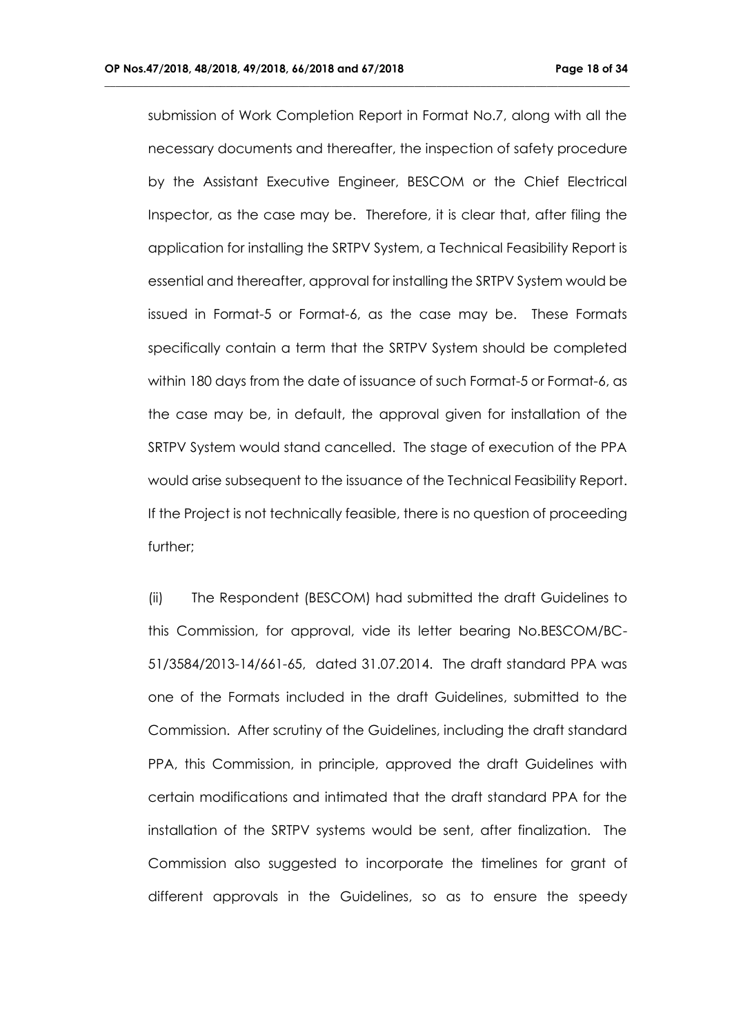submission of Work Completion Report in Format No.7, along with all the necessary documents and thereafter, the inspection of safety procedure by the Assistant Executive Engineer, BESCOM or the Chief Electrical Inspector, as the case may be. Therefore, it is clear that, after filing the application for installing the SRTPV System, a Technical Feasibility Report is essential and thereafter, approval for installing the SRTPV System would be issued in Format-5 or Format-6, as the case may be. These Formats specifically contain a term that the SRTPV System should be completed within 180 days from the date of issuance of such Format-5 or Format-6, as the case may be, in default, the approval given for installation of the SRTPV System would stand cancelled. The stage of execution of the PPA would arise subsequent to the issuance of the Technical Feasibility Report. If the Project is not technically feasible, there is no question of proceeding further;

(ii) The Respondent (BESCOM) had submitted the draft Guidelines to this Commission, for approval, vide its letter bearing No.BESCOM/BC-51/3584/2013-14/661-65, dated 31.07.2014. The draft standard PPA was one of the Formats included in the draft Guidelines, submitted to the Commission. After scrutiny of the Guidelines, including the draft standard PPA, this Commission, in principle, approved the draft Guidelines with certain modifications and intimated that the draft standard PPA for the installation of the SRTPV systems would be sent, after finalization. The Commission also suggested to incorporate the timelines for grant of different approvals in the Guidelines, so as to ensure the speedy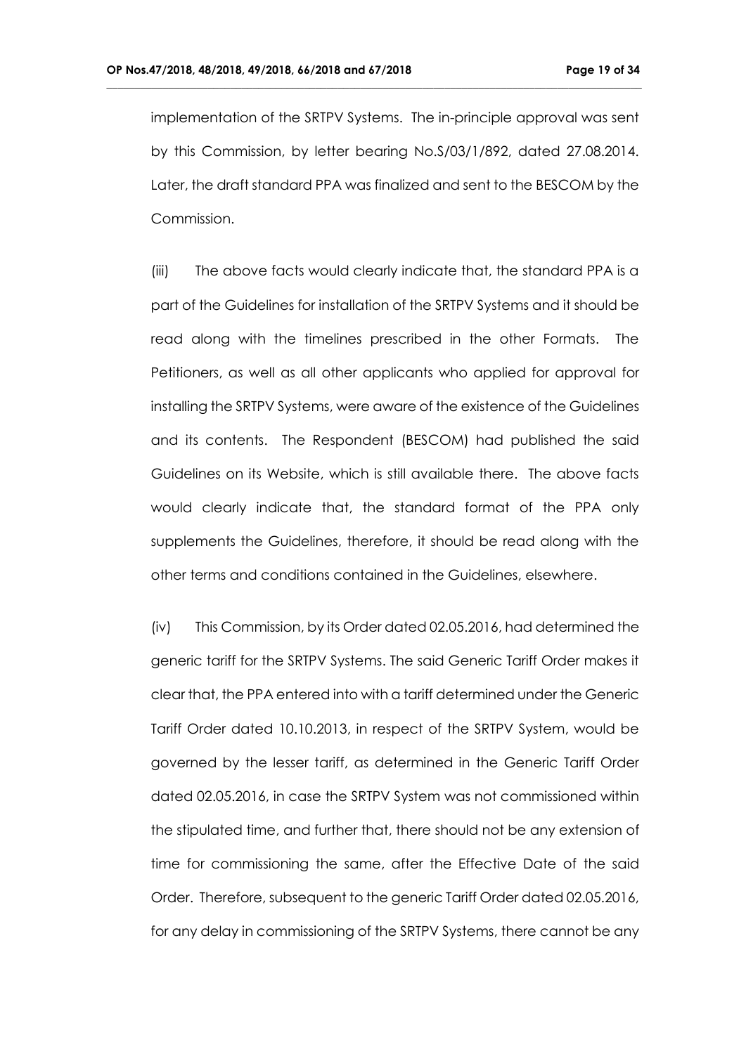implementation of the SRTPV Systems. The in-principle approval was sent by this Commission, by letter bearing No.S/03/1/892, dated 27.08.2014. Later, the draft standard PPA was finalized and sent to the BESCOM by the Commission.

(iii) The above facts would clearly indicate that, the standard PPA is a part of the Guidelines for installation of the SRTPV Systems and it should be read along with the timelines prescribed in the other Formats. The Petitioners, as well as all other applicants who applied for approval for installing the SRTPV Systems, were aware of the existence of the Guidelines and its contents. The Respondent (BESCOM) had published the said Guidelines on its Website, which is still available there. The above facts would clearly indicate that, the standard format of the PPA only supplements the Guidelines, therefore, it should be read along with the other terms and conditions contained in the Guidelines, elsewhere.

(iv) This Commission, by its Order dated 02.05.2016, had determined the generic tariff for the SRTPV Systems. The said Generic Tariff Order makes it clear that, the PPA entered into with a tariff determined under the Generic Tariff Order dated 10.10.2013, in respect of the SRTPV System, would be governed by the lesser tariff, as determined in the Generic Tariff Order dated 02.05.2016, in case the SRTPV System was not commissioned within the stipulated time, and further that, there should not be any extension of time for commissioning the same, after the Effective Date of the said Order. Therefore, subsequent to the generic Tariff Order dated 02.05.2016, for any delay in commissioning of the SRTPV Systems, there cannot be any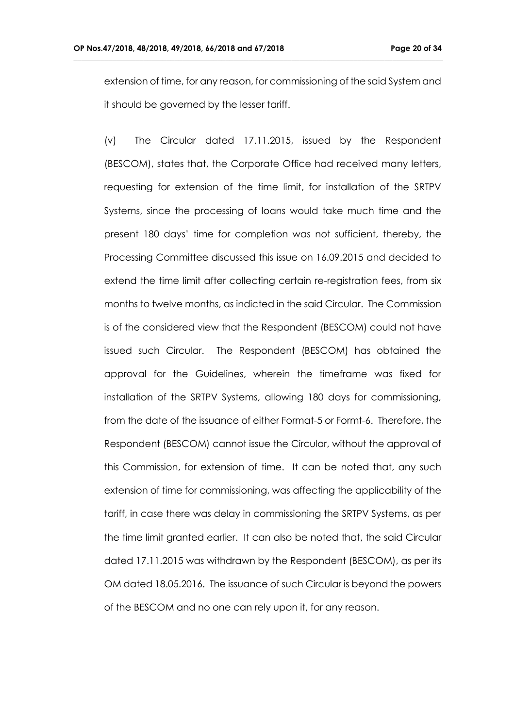extension of time, for any reason, for commissioning of the said System and it should be governed by the lesser tariff.

(v) The Circular dated 17.11.2015, issued by the Respondent (BESCOM), states that, the Corporate Office had received many letters, requesting for extension of the time limit, for installation of the SRTPV Systems, since the processing of loans would take much time and the present 180 days' time for completion was not sufficient, thereby, the Processing Committee discussed this issue on 16.09.2015 and decided to extend the time limit after collecting certain re-registration fees, from six months to twelve months, as indicted in the said Circular. The Commission is of the considered view that the Respondent (BESCOM) could not have issued such Circular. The Respondent (BESCOM) has obtained the approval for the Guidelines, wherein the timeframe was fixed for installation of the SRTPV Systems, allowing 180 days for commissioning, from the date of the issuance of either Format-5 or Formt-6. Therefore, the Respondent (BESCOM) cannot issue the Circular, without the approval of this Commission, for extension of time. It can be noted that, any such extension of time for commissioning, was affecting the applicability of the tariff, in case there was delay in commissioning the SRTPV Systems, as per the time limit granted earlier. It can also be noted that, the said Circular dated 17.11.2015 was withdrawn by the Respondent (BESCOM), as per its OM dated 18.05.2016. The issuance of such Circular is beyond the powers of the BESCOM and no one can rely upon it, for any reason.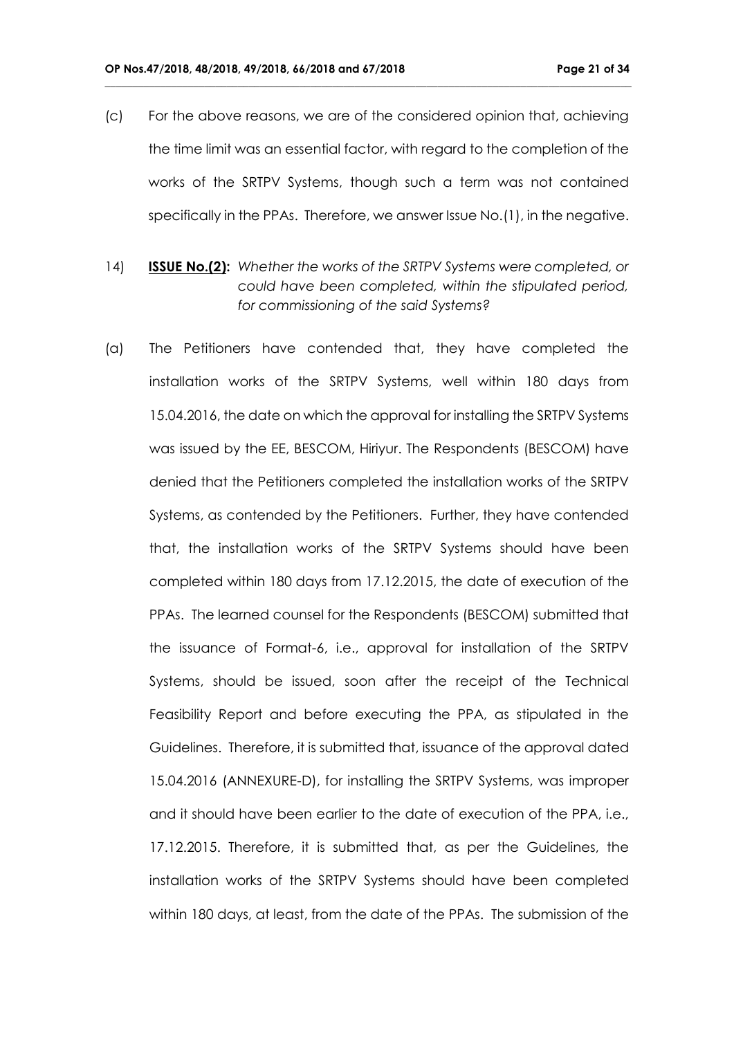(c) For the above reasons, we are of the considered opinion that, achieving the time limit was an essential factor, with regard to the completion of the works of the SRTPV Systems, though such a term was not contained specifically in the PPAs. Therefore, we answer Issue No.(1), in the negative.

14) **ISSUE No.(2):** *Whether the works of the SRTPV Systems were completed, or could have been completed, within the stipulated period, for commissioning of the said Systems?*

(a) The Petitioners have contended that, they have completed the installation works of the SRTPV Systems, well within 180 days from 15.04.2016, the date on which the approval for installing the SRTPV Systems was issued by the EE, BESCOM, Hiriyur. The Respondents (BESCOM) have denied that the Petitioners completed the installation works of the SRTPV Systems, as contended by the Petitioners. Further, they have contended that, the installation works of the SRTPV Systems should have been completed within 180 days from 17.12.2015, the date of execution of the PPAs. The learned counsel for the Respondents (BESCOM) submitted that the issuance of Format-6, i.e., approval for installation of the SRTPV Systems, should be issued, soon after the receipt of the Technical Feasibility Report and before executing the PPA, as stipulated in the Guidelines. Therefore, it is submitted that, issuance of the approval dated 15.04.2016 (ANNEXURE-D), for installing the SRTPV Systems, was improper and it should have been earlier to the date of execution of the PPA, i.e., 17.12.2015. Therefore, it is submitted that, as per the Guidelines, the installation works of the SRTPV Systems should have been completed within 180 days, at least, from the date of the PPAs. The submission of the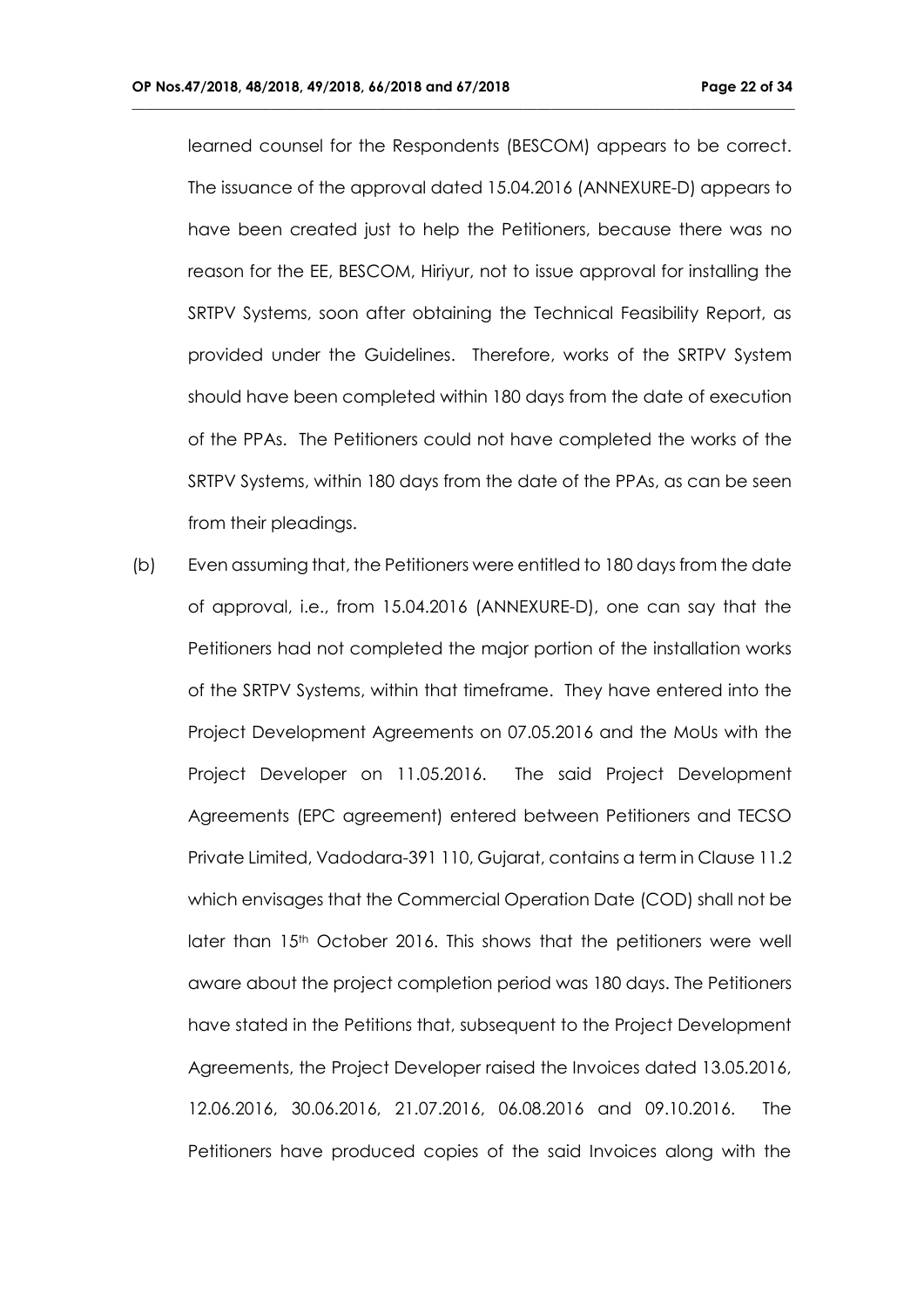learned counsel for the Respondents (BESCOM) appears to be correct. The issuance of the approval dated 15.04.2016 (ANNEXURE-D) appears to have been created just to help the Petitioners, because there was no reason for the EE, BESCOM, Hiriyur, not to issue approval for installing the SRTPV Systems, soon after obtaining the Technical Feasibility Report, as provided under the Guidelines. Therefore, works of the SRTPV System should have been completed within 180 days from the date of execution of the PPAs. The Petitioners could not have completed the works of the SRTPV Systems, within 180 days from the date of the PPAs, as can be seen from their pleadings.

(b) Even assuming that, the Petitioners were entitled to 180 days from the date of approval, i.e., from 15.04.2016 (ANNEXURE-D), one can say that the Petitioners had not completed the major portion of the installation works of the SRTPV Systems, within that timeframe. They have entered into the Project Development Agreements on 07.05.2016 and the MoUs with the Project Developer on 11.05.2016. The said Project Development Agreements (EPC agreement) entered between Petitioners and TECSO Private Limited, Vadodara-391 110, Gujarat, contains a term in Clause 11.2 which envisages that the Commercial Operation Date (COD) shall not be later than 15th October 2016. This shows that the petitioners were well aware about the project completion period was 180 days. The Petitioners have stated in the Petitions that, subsequent to the Project Development Agreements, the Project Developer raised the Invoices dated 13.05.2016, 12.06.2016, 30.06.2016, 21.07.2016, 06.08.2016 and 09.10.2016. The Petitioners have produced copies of the said Invoices along with the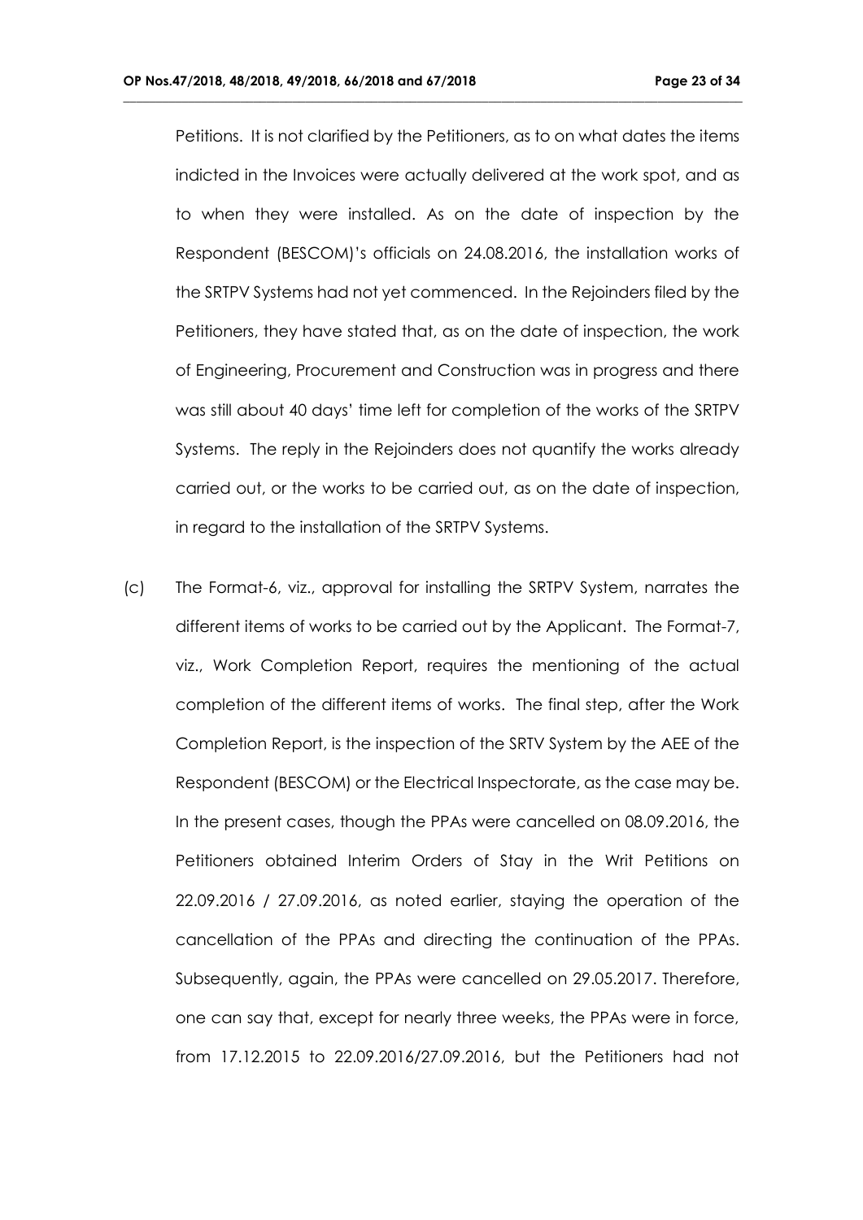Petitions. It is not clarified by the Petitioners, as to on what dates the items indicted in the Invoices were actually delivered at the work spot, and as to when they were installed. As on the date of inspection by the Respondent (BESCOM)'s officials on 24.08.2016, the installation works of the SRTPV Systems had not yet commenced. In the Rejoinders filed by the Petitioners, they have stated that, as on the date of inspection, the work of Engineering, Procurement and Construction was in progress and there was still about 40 days' time left for completion of the works of the SRTPV Systems. The reply in the Rejoinders does not quantify the works already carried out, or the works to be carried out, as on the date of inspection, in regard to the installation of the SRTPV Systems.

(c) The Format-6, viz., approval for installing the SRTPV System, narrates the different items of works to be carried out by the Applicant. The Format-7, viz., Work Completion Report, requires the mentioning of the actual completion of the different items of works. The final step, after the Work Completion Report, is the inspection of the SRTV System by the AEE of the Respondent (BESCOM) or the Electrical Inspectorate, as the case may be. In the present cases, though the PPAs were cancelled on 08.09.2016, the Petitioners obtained Interim Orders of Stay in the Writ Petitions on 22.09.2016 / 27.09.2016, as noted earlier, staying the operation of the cancellation of the PPAs and directing the continuation of the PPAs. Subsequently, again, the PPAs were cancelled on 29.05.2017. Therefore, one can say that, except for nearly three weeks, the PPAs were in force, from 17.12.2015 to 22.09.2016/27.09.2016, but the Petitioners had not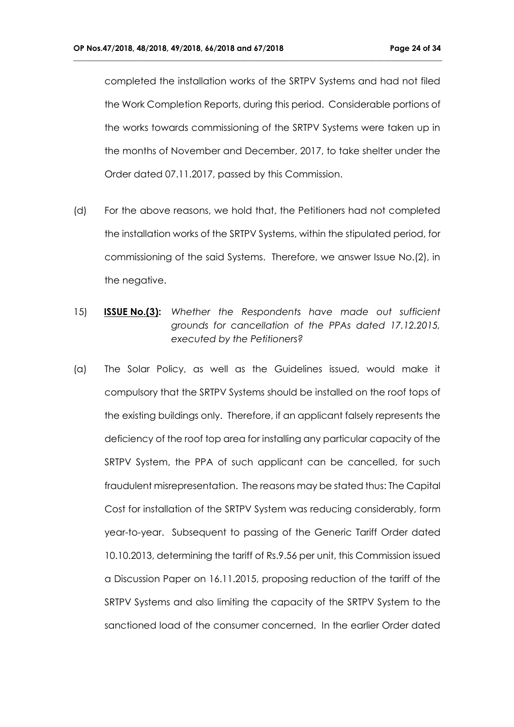completed the installation works of the SRTPV Systems and had not filed the Work Completion Reports, during this period. Considerable portions of the works towards commissioning of the SRTPV Systems were taken up in the months of November and December, 2017, to take shelter under the Order dated 07.11.2017, passed by this Commission.

(d) For the above reasons, we hold that, the Petitioners had not completed the installation works of the SRTPV Systems, within the stipulated period, for commissioning of the said Systems. Therefore, we answer Issue No.(2), in the negative.

15) **ISSUE No.(3):** *Whether the Respondents have made out sufficient grounds for cancellation of the PPAs dated 17.12.2015, executed by the Petitioners?*

(a) The Solar Policy, as well as the Guidelines issued, would make it compulsory that the SRTPV Systems should be installed on the roof tops of the existing buildings only. Therefore, if an applicant falsely represents the deficiency of the roof top area for installing any particular capacity of the SRTPV System, the PPA of such applicant can be cancelled, for such fraudulent misrepresentation. The reasons may be stated thus: The Capital Cost for installation of the SRTPV System was reducing considerably, form year-to-year. Subsequent to passing of the Generic Tariff Order dated 10.10.2013, determining the tariff of Rs.9.56 per unit, this Commission issued a Discussion Paper on 16.11.2015, proposing reduction of the tariff of the SRTPV Systems and also limiting the capacity of the SRTPV System to the sanctioned load of the consumer concerned. In the earlier Order dated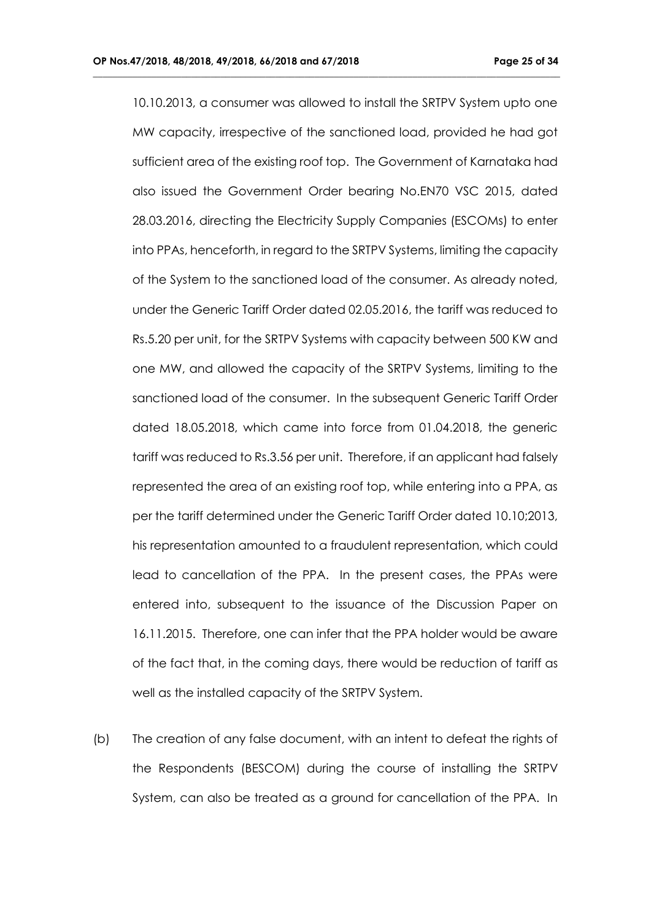10.10.2013, a consumer was allowed to install the SRTPV System upto one MW capacity, irrespective of the sanctioned load, provided he had got sufficient area of the existing roof top. The Government of Karnataka had also issued the Government Order bearing No.EN70 VSC 2015, dated 28.03.2016, directing the Electricity Supply Companies (ESCOMs) to enter into PPAs, henceforth, in regard to the SRTPV Systems, limiting the capacity of the System to the sanctioned load of the consumer. As already noted, under the Generic Tariff Order dated 02.05.2016, the tariff was reduced to Rs.5.20 per unit, for the SRTPV Systems with capacity between 500 KW and one MW, and allowed the capacity of the SRTPV Systems, limiting to the sanctioned load of the consumer. In the subsequent Generic Tariff Order dated 18.05.2018, which came into force from 01.04.2018, the generic tariff was reduced to Rs.3.56 per unit. Therefore, if an applicant had falsely represented the area of an existing roof top, while entering into a PPA, as per the tariff determined under the Generic Tariff Order dated 10.10;2013, his representation amounted to a fraudulent representation, which could lead to cancellation of the PPA. In the present cases, the PPAs were entered into, subsequent to the issuance of the Discussion Paper on 16.11.2015. Therefore, one can infer that the PPA holder would be aware of the fact that, in the coming days, there would be reduction of tariff as well as the installed capacity of the SRTPV System.

(b) The creation of any false document, with an intent to defeat the rights of the Respondents (BESCOM) during the course of installing the SRTPV System, can also be treated as a ground for cancellation of the PPA. In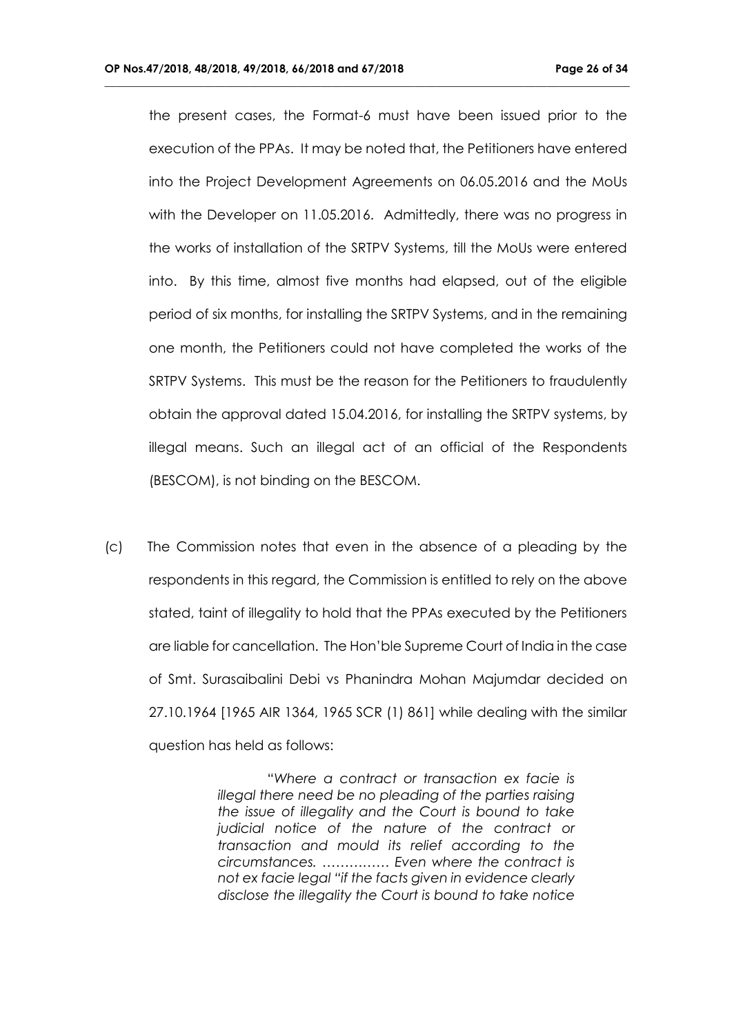the present cases, the Format-6 must have been issued prior to the execution of the PPAs. It may be noted that, the Petitioners have entered into the Project Development Agreements on 06.05.2016 and the MoUs with the Developer on 11.05.2016. Admittedly, there was no progress in the works of installation of the SRTPV Systems, till the MoUs were entered into. By this time, almost five months had elapsed, out of the eligible period of six months, for installing the SRTPV Systems, and in the remaining one month, the Petitioners could not have completed the works of the SRTPV Systems. This must be the reason for the Petitioners to fraudulently obtain the approval dated 15.04.2016, for installing the SRTPV systems, by illegal means. Such an illegal act of an official of the Respondents (BESCOM), is not binding on the BESCOM.

(c) The Commission notes that even in the absence of a pleading by the respondents in this regard, the Commission is entitled to rely on the above stated, taint of illegality to hold that the PPAs executed by the Petitioners are liable for cancellation. The Hon'ble Supreme Court of India in the case of Smt. Surasaibalini Debi vs Phanindra Mohan Majumdar decided on 27.10.1964 [1965 AIR 1364, 1965 SCR (1) 861] while dealing with the similar question has held as follows:

> "*Where a contract or transaction ex facie is illegal there need be no pleading of the parties raising the issue of illegality and the Court is bound to take judicial notice of the nature of the contract or transaction and mould its relief according to the circumstances. …………… Even where the contract is not ex facie legal "if the facts given in evidence clearly disclose the illegality the Court is bound to take notice*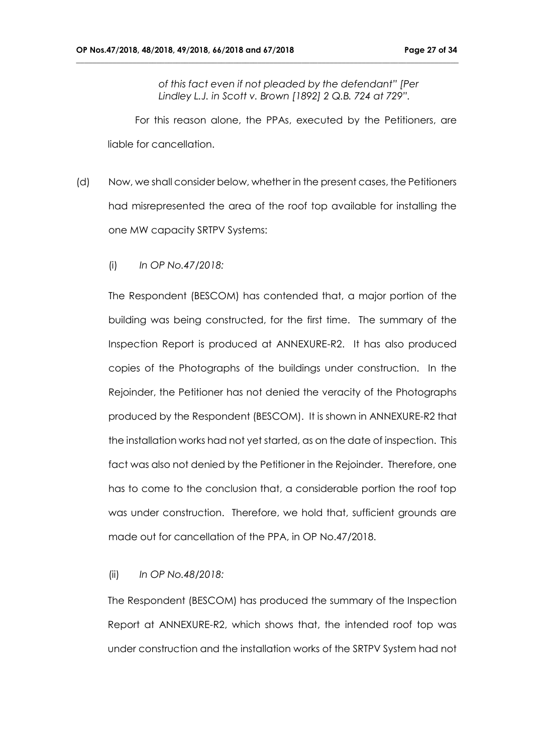*of this fact even if not pleaded by the defendant" [Per Lindley L.J. in Scott v. Brown [1892] 2 Q.B. 724 at 729".*

For this reason alone, the PPAs, executed by the Petitioners, are liable for cancellation.

(d) Now, we shall consider below, whether in the present cases, the Petitioners had misrepresented the area of the roof top available for installing the one MW capacity SRTPV Systems:

(i) *In OP No.47/2018:*

The Respondent (BESCOM) has contended that, a major portion of the building was being constructed, for the first time. The summary of the Inspection Report is produced at ANNEXURE-R2. It has also produced copies of the Photographs of the buildings under construction. In the Rejoinder, the Petitioner has not denied the veracity of the Photographs produced by the Respondent (BESCOM). It is shown in ANNEXURE-R2 that the installation works had not yet started, as on the date of inspection. This fact was also not denied by the Petitioner in the Rejoinder. Therefore, one has to come to the conclusion that, a considerable portion the roof top was under construction. Therefore, we hold that, sufficient grounds are made out for cancellation of the PPA, in OP No.47/2018.

(ii) *In OP No.48/2018:*

The Respondent (BESCOM) has produced the summary of the Inspection Report at ANNEXURE-R2, which shows that, the intended roof top was under construction and the installation works of the SRTPV System had not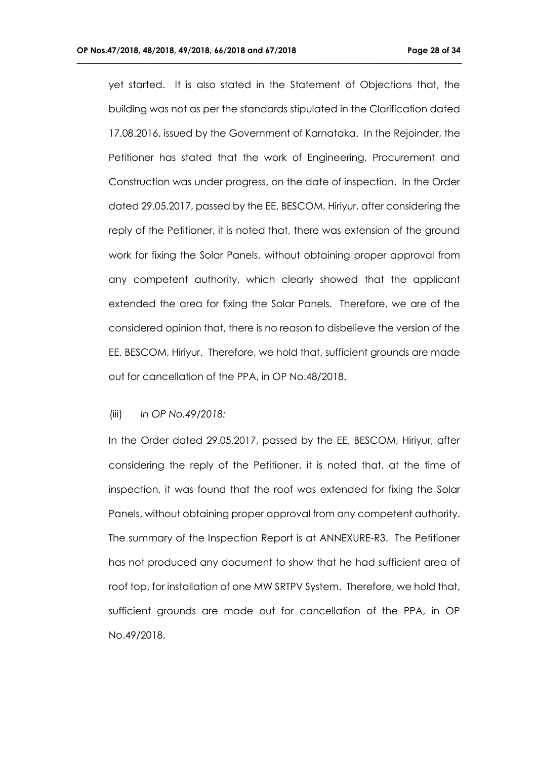yet started. It is also stated in the Statement of Objections that, the building was not as per the standards stipulated in the Clarification dated 17.08.2016, issued by the Government of Karnataka. In the Rejoinder, the Petitioner has stated that the work of Engineering, Procurement and Construction was under progress, on the date of inspection. In the Order dated 29.05.2017, passed by the EE, BESCOM, Hiriyur, after considering the reply of the Petitioner, it is noted that, there was extension of the ground work for fixing the Solar Panels, without obtaining proper approval from any competent authority, which clearly showed that the applicant extended the area for fixing the Solar Panels. Therefore, we are of the considered opinion that, there is no reason to disbelieve the version of the EE, BESCOM, Hiriyur. Therefore, we hold that, sufficient grounds are made out for cancellation of the PPA, in OP No.48/2018.

(iii) *In OP No.49/2018:*

In the Order dated 29.05.2017, passed by the EE, BESCOM, Hiriyur, after considering the reply of the Petitioner, it is noted that, at the time of inspection, it was found that the roof was extended for fixing the Solar Panels, without obtaining proper approval from any competent authority. The summary of the Inspection Report is at ANNEXURE-R3. The Petitioner has not produced any document to show that he had sufficient area of roof top, for installation of one MW SRTPV System. Therefore, we hold that, sufficient grounds are made out for cancellation of the PPA, in OP No.49/2018.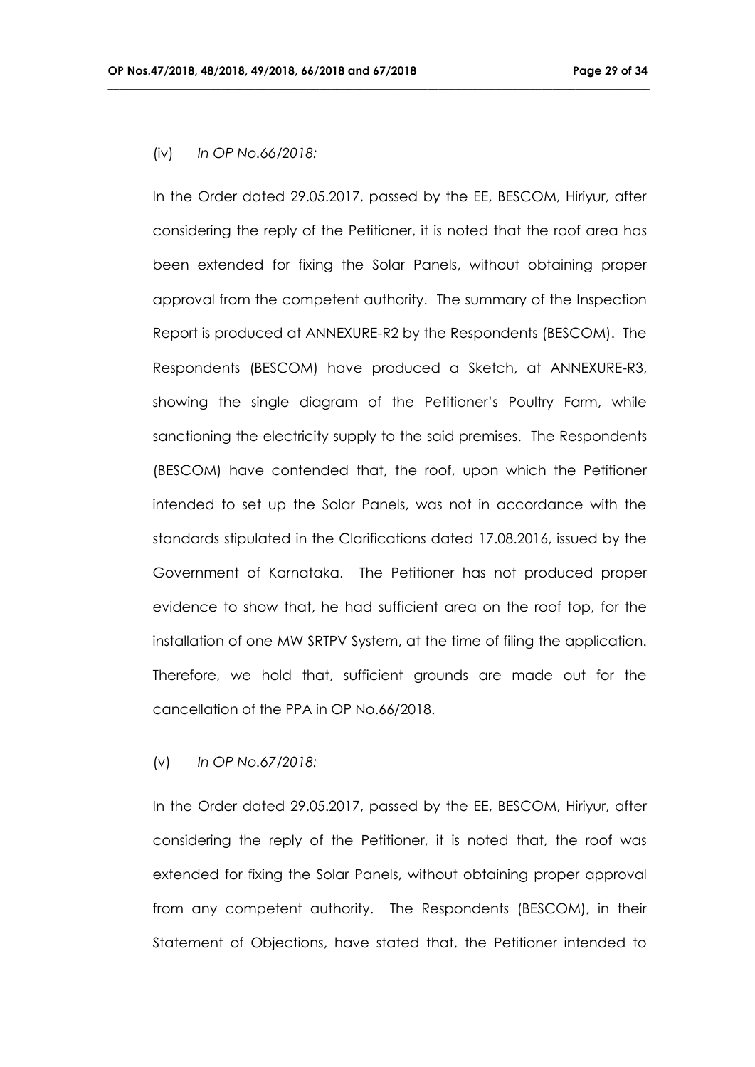(iv) *In OP No.66/2018:*

In the Order dated 29.05.2017, passed by the EE, BESCOM, Hiriyur, after considering the reply of the Petitioner, it is noted that the roof area has been extended for fixing the Solar Panels, without obtaining proper approval from the competent authority. The summary of the Inspection Report is produced at ANNEXURE-R2 by the Respondents (BESCOM). The Respondents (BESCOM) have produced a Sketch, at ANNEXURE-R3, showing the single diagram of the Petitioner's Poultry Farm, while sanctioning the electricity supply to the said premises. The Respondents (BESCOM) have contended that, the roof, upon which the Petitioner intended to set up the Solar Panels, was not in accordance with the standards stipulated in the Clarifications dated 17.08.2016, issued by the Government of Karnataka. The Petitioner has not produced proper evidence to show that, he had sufficient area on the roof top, for the installation of one MW SRTPV System, at the time of filing the application. Therefore, we hold that, sufficient grounds are made out for the cancellation of the PPA in OP No.66/2018.

(v) *In OP No.67/2018:*

In the Order dated 29.05.2017, passed by the EE, BESCOM, Hiriyur, after considering the reply of the Petitioner, it is noted that, the roof was extended for fixing the Solar Panels, without obtaining proper approval from any competent authority. The Respondents (BESCOM), in their Statement of Objections, have stated that, the Petitioner intended to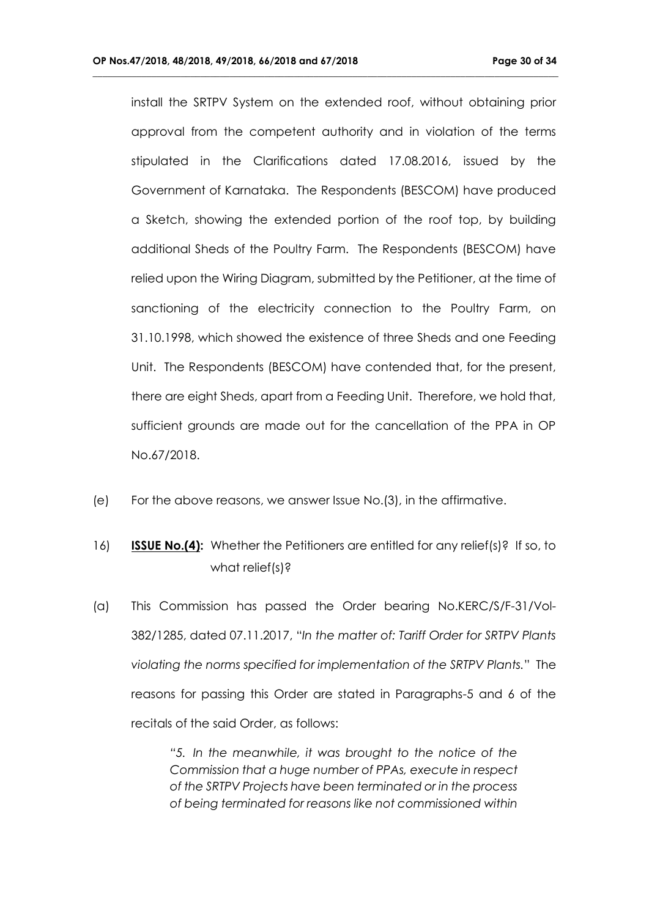install the SRTPV System on the extended roof, without obtaining prior approval from the competent authority and in violation of the terms stipulated in the Clarifications dated 17.08.2016, issued by the Government of Karnataka. The Respondents (BESCOM) have produced a Sketch, showing the extended portion of the roof top, by building additional Sheds of the Poultry Farm. The Respondents (BESCOM) have relied upon the Wiring Diagram, submitted by the Petitioner, at the time of sanctioning of the electricity connection to the Poultry Farm, on 31.10.1998, which showed the existence of three Sheds and one Feeding Unit. The Respondents (BESCOM) have contended that, for the present, there are eight Sheds, apart from a Feeding Unit. Therefore, we hold that, sufficient grounds are made out for the cancellation of the PPA in OP No.67/2018.

(e) For the above reasons, we answer Issue No.(3), in the affirmative.

16) **<u>ISSUE No.(4):</u>** Whether the Petitioners are entitled for any relief(s)? If so, to what relief(s)?

(a) This Commission has passed the Order bearing No.KERC/S/F-31/Vol-382/1285, dated 07.11.2017, "*In the matter of: Tariff Order for SRTPV Plants violating the norms specified for implementation of the SRTPV Plants.*" The reasons for passing this Order are stated in Paragraphs-5 and 6 of the recitals of the said Order, as follows:

> *"5. In the meanwhile, it was brought to the notice of the Commission that a huge number of PPAs, execute in respect of the SRTPV Projects have been terminated or in the process of being terminated for reasons like not commissioned within*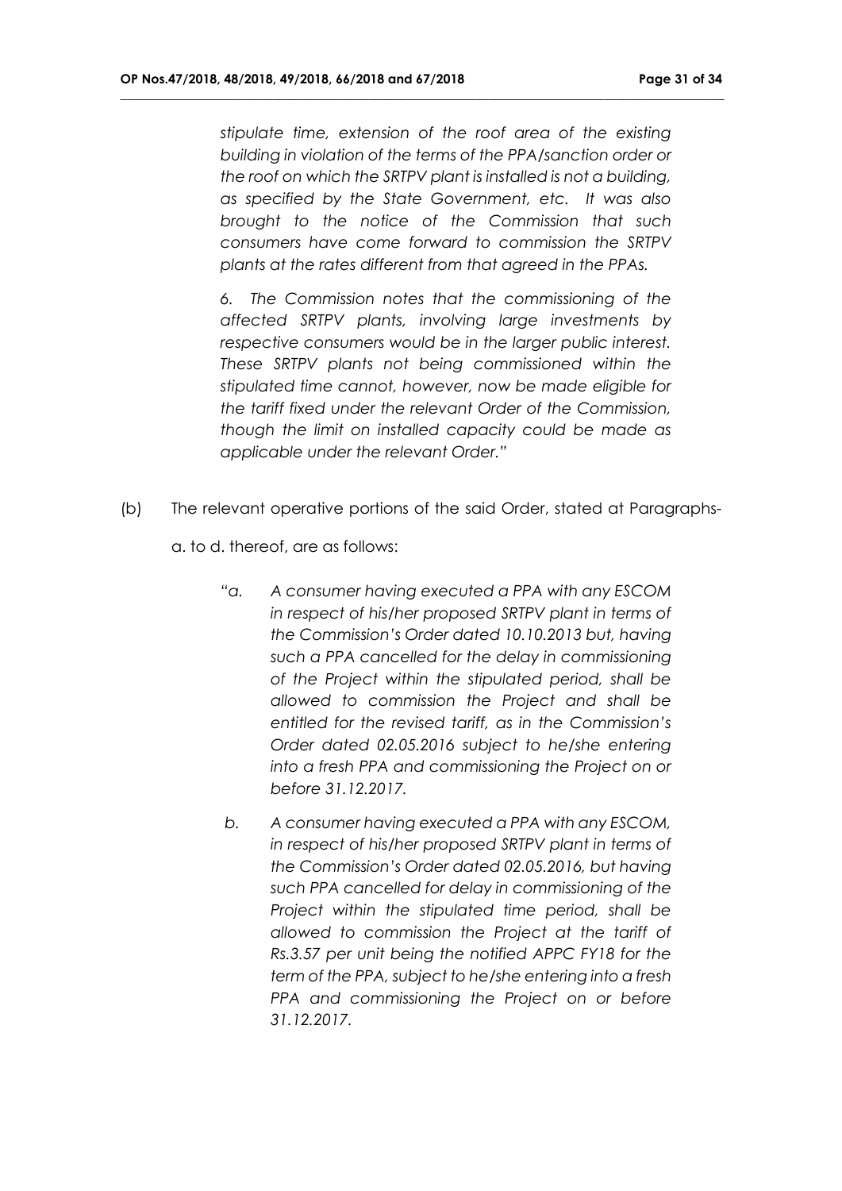*stipulate time, extension of the roof area of the existing building in violation of the terms of the PPA/sanction order or the roof on which the SRTPV plant is installed is not a building, as specified by the State Government, etc. It was also brought to the notice of the Commission that such consumers have come forward to commission the SRTPV plants at the rates different from that agreed in the PPAs.*

*6. The Commission notes that the commissioning of the affected SRTPV plants, involving large investments by respective consumers would be in the larger public interest. These SRTPV plants not being commissioned within the stipulated time cannot, however, now be made eligible for the tariff fixed under the relevant Order of the Commission, though the limit on installed capacity could be made as applicable under the relevant Order."*

(b) The relevant operative portions of the said Order, stated at Paragraphs- a. to d. thereof, are as follows:

> *"a. A consumer having executed a PPA with any ESCOM in respect of his/her proposed SRTPV plant in terms of the Commission's Order dated 10.10.2013 but, having such a PPA cancelled for the delay in commissioning of the Project within the stipulated period, shall be allowed to commission the Project and shall be entitled for the revised tariff, as in the Commission's Order dated 02.05.2016 subject to he/she entering into a fresh PPA and commissioning the Project on or before 31.12.2017.*
>
> *b. A consumer having executed a PPA with any ESCOM, in respect of his/her proposed SRTPV plant in terms of the Commission's Order dated 02.05.2016, but having such PPA cancelled for delay in commissioning of the Project within the stipulated time period, shall be allowed to commission the Project at the tariff of Rs.3.57 per unit being the notified APPC FY18 for the term of the PPA, subject to he/she entering into a fresh PPA and commissioning the Project on or before 31.12.2017.*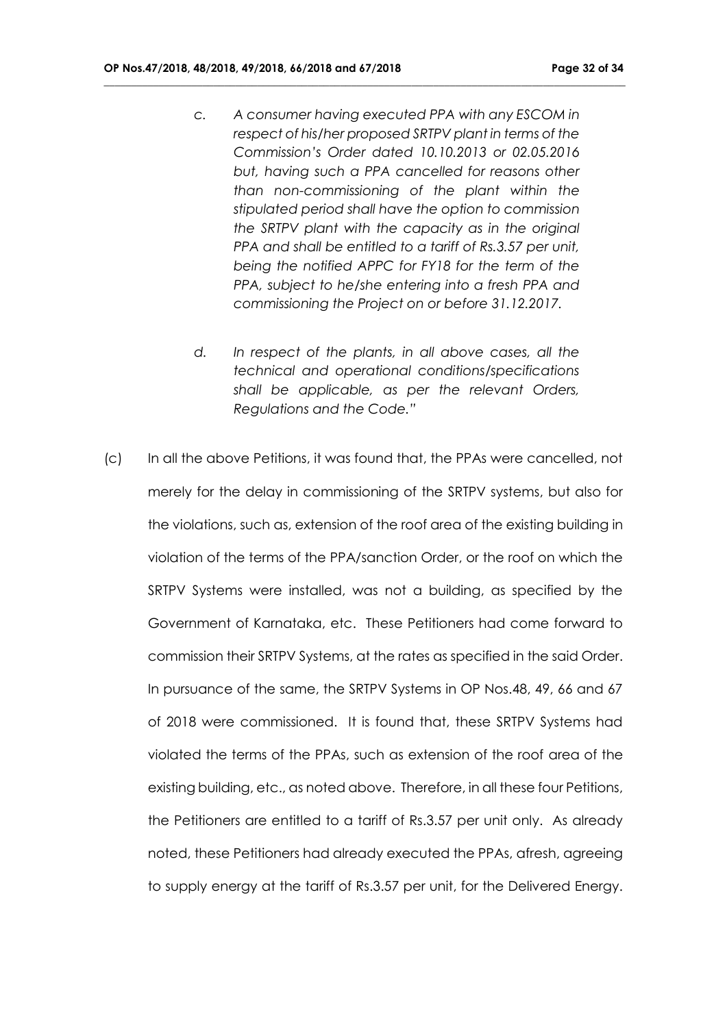> c. *A consumer having executed PPA with any ESCOM in respect of his/her proposed SRTPV plant in terms of the Commission's Order dated 10.10.2013 or 02.05.2016 but, having such a PPA cancelled for reasons other than non-commissioning of the plant within the stipulated period shall have the option to commission the SRTPV plant with the capacity as in the original PPA and shall be entitled to a tariff of Rs.3.57 per unit, being the notified APPC for FY18 for the term of the PPA, subject to he/she entering into a fresh PPA and commissioning the Project on or before 31.12.2017.*
>
> d. *In respect of the plants, in all above cases, all the technical and operational conditions/specifications shall be applicable, as per the relevant Orders, Regulations and the Code."*

(c) In all the above Petitions, it was found that, the PPAs were cancelled, not merely for the delay in commissioning of the SRTPV systems, but also for the violations, such as, extension of the roof area of the existing building in violation of the terms of the PPA/sanction Order, or the roof on which the SRTPV Systems were installed, was not a building, as specified by the Government of Karnataka, etc. These Petitioners had come forward to commission their SRTPV Systems, at the rates as specified in the said Order. In pursuance of the same, the SRTPV Systems in OP Nos.48, 49, 66 and 67 of 2018 were commissioned. It is found that, these SRTPV Systems had violated the terms of the PPAs, such as extension of the roof area of the existing building, etc., as noted above. Therefore, in all these four Petitions, the Petitioners are entitled to a tariff of Rs.3.57 per unit only. As already noted, these Petitioners had already executed the PPAs, afresh, agreeing to supply energy at the tariff of Rs.3.57 per unit, for the Delivered Energy.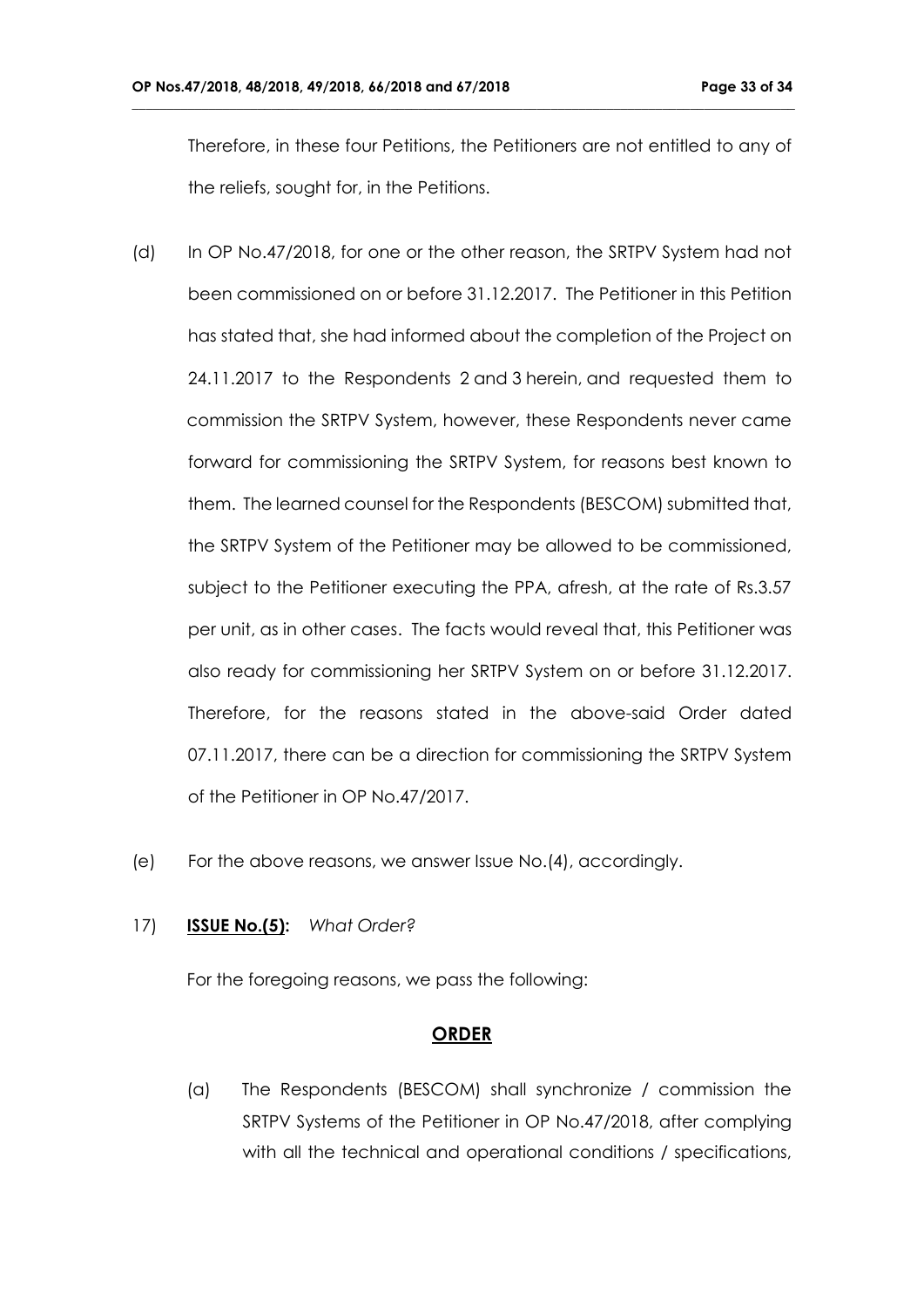Therefore, in these four Petitions, the Petitioners are not entitled to any of the reliefs, sought for, in the Petitions.

(d) In OP No.47/2018, for one or the other reason, the SRTPV System had not been commissioned on or before 31.12.2017. The Petitioner in this Petition has stated that, she had informed about the completion of the Project on 24.11.2017 to the Respondents 2 and 3 herein, and requested them to commission the SRTPV System, however, these Respondents never came forward for commissioning the SRTPV System, for reasons best known to them. The learned counsel for the Respondents (BESCOM) submitted that, the SRTPV System of the Petitioner may be allowed to be commissioned, subject to the Petitioner executing the PPA, afresh, at the rate of Rs.3.57 per unit, as in other cases. The facts would reveal that, this Petitioner was also ready for commissioning her SRTPV System on or before 31.12.2017. Therefore, for the reasons stated in the above-said Order dated 07.11.2017, there can be a direction for commissioning the SRTPV System of the Petitioner in OP No.47/2017.

(e) For the above reasons, we answer Issue No.(4), accordingly.

17) **ISSUE No.(5):** *What Order?*

For the foregoing reasons, we pass the following:

## ORDER

(a) The Respondents (BESCOM) shall synchronize / commission the SRTPV Systems of the Petitioner in OP No.47/2018, after complying with all the technical and operational conditions / specifications,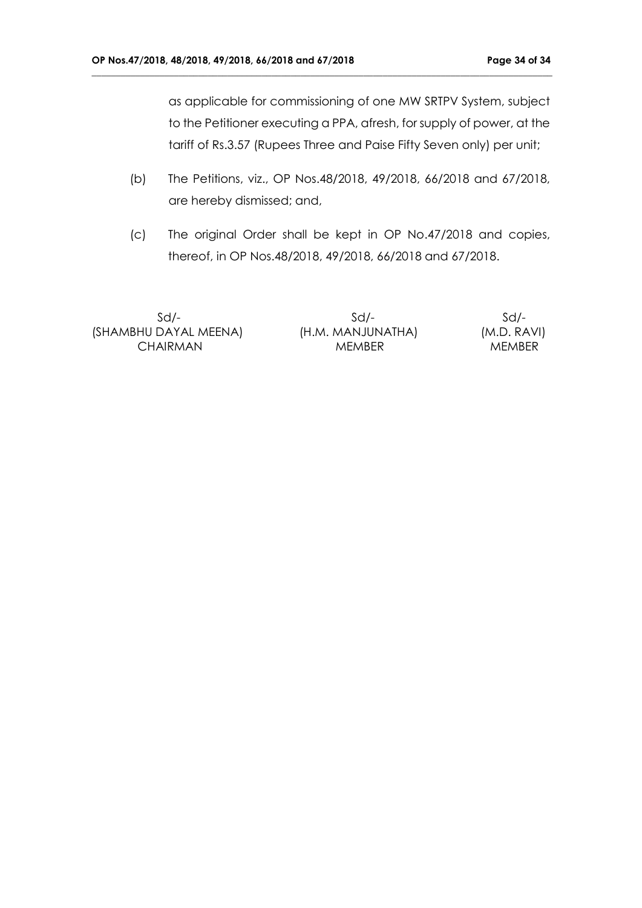as applicable for commissioning of one MW SRTPV System, subject to the Petitioner executing a PPA, afresh, for supply of power, at the tariff of Rs.3.57 (Rupees Three and Paise Fifty Seven only) per unit;

(b) The Petitions, viz., OP Nos.48/2018, 49/2018, 66/2018 and 67/2018, are hereby dismissed; and,

(c) The original Order shall be kept in OP No.47/2018 and copies, thereof, in OP Nos.48/2018, 49/2018, 66/2018 and 67/2018.

| | | |
|---|---|---|
| Sd/- | Sd/- | Sd/- |
| (SHAMBHU DAYAL MEENA) | (H.M. MANJUNATHA) | (M.D. RAVI) |
| CHAIRMAN | MEMBER | MEMBER |